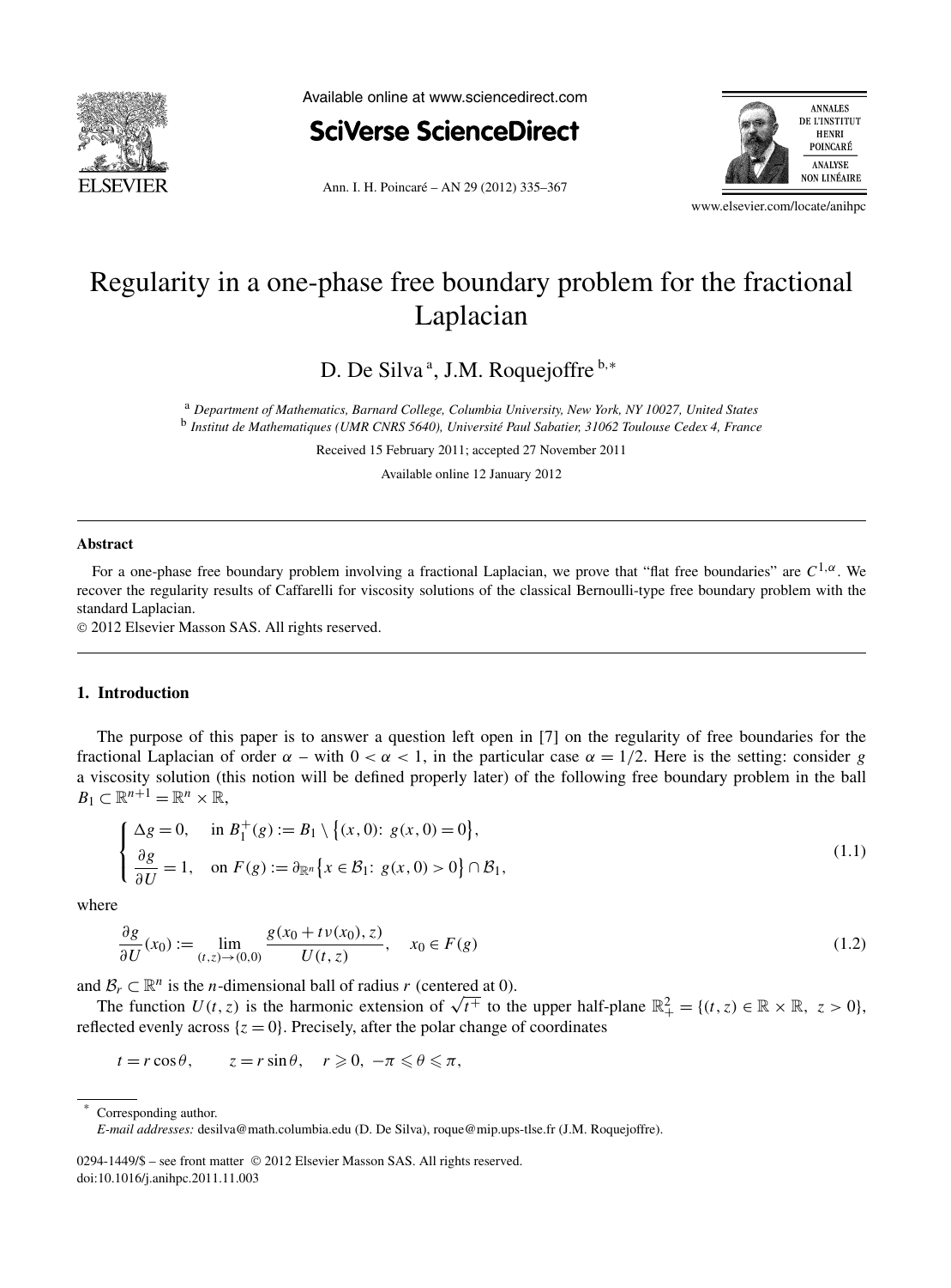# Regularity in a one-phase free boundary problem for the fractional Laplacian

D. De Silva [a], J.M. Roquejoffre [b,*]

[a] *Department of Mathematics, Barnard College, Columbia University, New York, NY 10027, United States*
[b] *Institut de Mathematiques (UMR CNRS 5640), Université Paul Sabatier, 31062 Toulouse Cedex 4, France*

Received 15 February 2011; accepted 27 November 2011

Available online 12 January 2012

## Abstract

For a one-phase free boundary problem involving a fractional Laplacian, we prove that "flat free boundaries" are $C^{1,\alpha}$. We recover the regularity results of Caffarelli for viscosity solutions of the classical Bernoulli-type free boundary problem with the standard Laplacian.

© 2012 Elsevier Masson SAS. All rights reserved.

## 1. Introduction

The purpose of this paper is to answer a question left open in [7] on the regularity of free boundaries for the fractional Laplacian of order $\alpha$ – with $0 < \alpha < 1$, in the particular case $\alpha = 1/2$. Here is the setting: consider $g$ a viscosity solution (this notion will be defined properly later) of the following free boundary problem in the ball $B_1 \subset \mathbb{R}^{n+1} = \mathbb{R}^n \times \mathbb{R}$,

$$\begin{cases} \Delta g = 0, & \text{in } B_1^+(g) := B_1 \setminus \{(x,0)\colon\ g(x,0) = 0\}, \\ \dfrac{\partial g}{\partial U} = 1, & \text{on } F(g) := \partial_{\mathbb{R}^n}\{x \in \mathcal{B}_1\colon\ g(x,0) > 0\} \cap \mathcal{B}_1, \end{cases} \tag{1.1}$$

where

$$\frac{\partial g}{\partial U}(x_0) := \lim_{(t,z)\to(0,0)} \frac{g(x_0 + t\nu(x_0), z)}{U(t,z)}, \quad x_0 \in F(g) \tag{1.2}$$

and $\mathcal{B}_r \subset \mathbb{R}^n$ is the $n$-dimensional ball of radius $r$ (centered at 0).

The function $U(t,z)$ is the harmonic extension of $\sqrt{t^+}$ to the upper half-plane $\mathbb{R}^2_+ = \{(t,z) \in \mathbb{R} \times \mathbb{R},\ z > 0\}$, reflected evenly across $\{z = 0\}$. Precisely, after the polar change of coordinates

$$t = r\cos\theta, \qquad z = r\sin\theta, \quad r \geqslant 0,\ -\pi \leqslant \theta \leqslant \pi,$$

---

* Corresponding author.
*E-mail addresses:* desilva@math.columbia.edu (D. De Silva), roque@mip.ups-tlse.fr (J.M. Roquejoffre).

0294-1449/$ – see front matter © 2012 Elsevier Masson SAS. All rights reserved.
doi:10.1016/j.anihpc.2011.11.003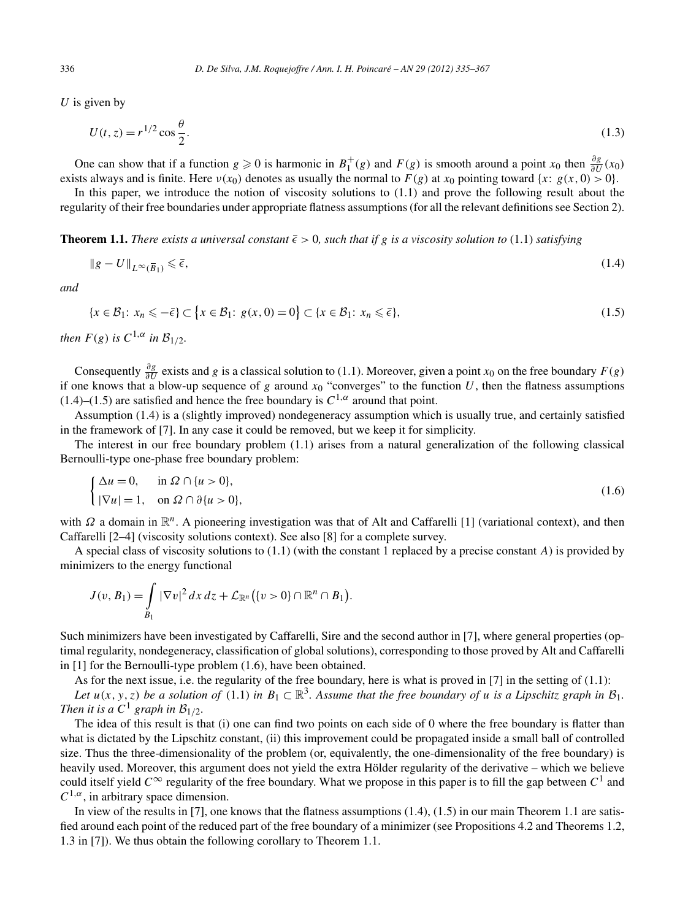$U$ is given by

$$U(t,z) = r^{1/2}\cos\frac{\theta}{2}. \tag{1.3}$$

One can show that if a function $g \geqslant 0$ is harmonic in $B_1^+(g)$ and $F(g)$ is smooth around a point $x_0$ then $\frac{\partial g}{\partial U}(x_0)$ exists always and is finite. Here $\nu(x_0)$ denotes as usually the normal to $F(g)$ at $x_0$ pointing toward $\{x\colon g(x,0) > 0\}$.

In this paper, we introduce the notion of viscosity solutions to (1.1) and prove the following result about the regularity of their free boundaries under appropriate flatness assumptions (for all the relevant definitions see Section 2).

**Theorem 1.1.** *There exists a universal constant $\bar{\epsilon} > 0$, such that if $g$ is a viscosity solution to* (1.1) *satisfying*

$$\|g - U\|_{L^\infty(\overline{B}_1)} \leqslant \bar{\epsilon}, \tag{1.4}$$

*and*

$$\{x \in \mathcal{B}_1\colon x_n \leqslant -\bar{\epsilon}\} \subset \{x \in \mathcal{B}_1\colon g(x,0) = 0\} \subset \{x \in \mathcal{B}_1\colon x_n \leqslant \bar{\epsilon}\}, \tag{1.5}$$

*then $F(g)$ is $C^{1,\alpha}$ in $\mathcal{B}_{1/2}$.*

Consequently $\frac{\partial g}{\partial U}$ exists and $g$ is a classical solution to (1.1). Moreover, given a point $x_0$ on the free boundary $F(g)$ if one knows that a blow-up sequence of $g$ around $x_0$ "converges" to the function $U$, then the flatness assumptions (1.4)–(1.5) are satisfied and hence the free boundary is $C^{1,\alpha}$ around that point.

Assumption (1.4) is a (slightly improved) nondegeneracy assumption which is usually true, and certainly satisfied in the framework of [7]. In any case it could be removed, but we keep it for simplicity.

The interest in our free boundary problem (1.1) arises from a natural generalization of the following classical Bernoulli-type one-phase free boundary problem:

$$\begin{cases} \Delta u = 0, & \text{in } \Omega \cap \{u > 0\}, \\ |\nabla u| = 1, & \text{on } \Omega \cap \partial\{u > 0\}, \end{cases} \tag{1.6}$$

with $\Omega$ a domain in $\mathbb{R}^n$. A pioneering investigation was that of Alt and Caffarelli [1] (variational context), and then Caffarelli [2–4] (viscosity solutions context). See also [8] for a complete survey.

A special class of viscosity solutions to (1.1) (with the constant 1 replaced by a precise constant $A$) is provided by minimizers to the energy functional

$$J(v, B_1) = \int_{B_1} |\nabla v|^2\,dx\,dz + \mathcal{L}_{\mathbb{R}^n}\big(\{v > 0\} \cap \mathbb{R}^n \cap B_1\big).$$

Such minimizers have been investigated by Caffarelli, Sire and the second author in [7], where general properties (optimal regularity, nondegeneracy, classification of global solutions), corresponding to those proved by Alt and Caffarelli in [1] for the Bernoulli-type problem (1.6), have been obtained.

As for the next issue, i.e. the regularity of the free boundary, here is what is proved in [7] in the setting of (1.1):

*Let $u(x,y,z)$ be a solution of* (1.1) *in $B_1 \subset \mathbb{R}^3$. Assume that the free boundary of $u$ is a Lipschitz graph in $\mathcal{B}_1$. Then it is a $C^1$ graph in $\mathcal{B}_{1/2}$.*

The idea of this result is that (i) one can find two points on each side of 0 where the free boundary is flatter than what is dictated by the Lipschitz constant, (ii) this improvement could be propagated inside a small ball of controlled size. Thus the three-dimensionality of the problem (or, equivalently, the one-dimensionality of the free boundary) is heavily used. Moreover, this argument does not yield the extra Hölder regularity of the derivative – which we believe could itself yield $C^\infty$ regularity of the free boundary. What we propose in this paper is to fill the gap between $C^1$ and $C^{1,\alpha}$, in arbitrary space dimension.

In view of the results in [7], one knows that the flatness assumptions (1.4), (1.5) in our main Theorem 1.1 are satisfied around each point of the reduced part of the free boundary of a minimizer (see Propositions 4.2 and Theorems 1.2, 1.3 in [7]). We thus obtain the following corollary to Theorem 1.1.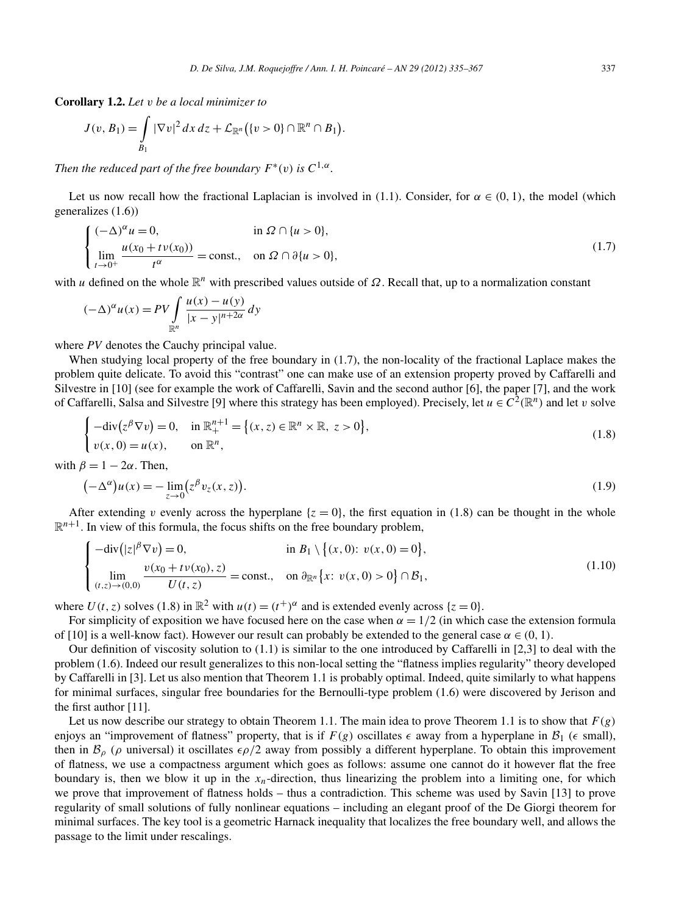**Corollary 1.2.** *Let $v$ be a local minimizer to*

$$J(v, B_1) = \int_{B_1} |\nabla v|^2 \, dx \, dz + \mathcal{L}_{\mathbb{R}^n}\big(\{v > 0\} \cap \mathbb{R}^n \cap B_1\big).$$

*Then the reduced part of the free boundary $F^*(v)$ is $C^{1,\alpha}$.*

Let us now recall how the fractional Laplacian is involved in (1.1). Consider, for $\alpha \in (0, 1)$, the model (which generalizes (1.6))

$$\begin{cases} (-\Delta)^\alpha u = 0, & \text{in } \Omega \cap \{u > 0\}, \\ \lim\limits_{t \to 0^+} \dfrac{u(x_0 + t\nu(x_0))}{t^\alpha} = \text{const.}, & \text{on } \Omega \cap \partial\{u > 0\}, \end{cases} \tag{1.7}$$

with $u$ defined on the whole $\mathbb{R}^n$ with prescribed values outside of $\Omega$. Recall that, up to a normalization constant

$$(-\Delta)^\alpha u(x) = PV \int_{\mathbb{R}^n} \frac{u(x) - u(y)}{|x - y|^{n+2\alpha}} \, dy$$

where $PV$ denotes the Cauchy principal value.

When studying local property of the free boundary in (1.7), the non-locality of the fractional Laplace makes the problem quite delicate. To avoid this "contrast" one can make use of an extension property proved by Caffarelli and Silvestre in [10] (see for example the work of Caffarelli, Savin and the second author [6], the paper [7], and the work of Caffarelli, Salsa and Silvestre [9] where this strategy has been employed). Precisely, let $u \in C^2(\mathbb{R}^n)$ and let $v$ solve

$$\begin{cases} -\operatorname{div}\big(z^\beta \nabla v\big) = 0, & \text{in } \mathbb{R}^{n+1}_+ = \big\{(x, z) \in \mathbb{R}^n \times \mathbb{R},\ z > 0\big\}, \\ v(x, 0) = u(x), & \text{on } \mathbb{R}^n, \end{cases} \tag{1.8}$$

with $\beta = 1 - 2\alpha$. Then,

$$\big(-\Delta^\alpha\big) u(x) = -\lim_{z \to 0} \big(z^\beta v_z(x, z)\big). \tag{1.9}$$

After extending $v$ evenly across the hyperplane $\{z = 0\}$, the first equation in (1.8) can be thought in the whole $\mathbb{R}^{n+1}$. In view of this formula, the focus shifts on the free boundary problem,

$$\begin{cases} -\operatorname{div}\big(|z|^\beta \nabla v\big) = 0, & \text{in } B_1 \setminus \big\{(x, 0)\colon\ v(x, 0) = 0\big\}, \\ \lim\limits_{(t,z) \to (0,0)} \dfrac{v(x_0 + t\nu(x_0), z)}{U(t, z)} = \text{const.}, & \text{on } \partial_{\mathbb{R}^n}\big\{x\colon\ v(x, 0) > 0\big\} \cap \mathcal{B}_1, \end{cases} \tag{1.10}$$

where $U(t, z)$ solves (1.8) in $\mathbb{R}^2$ with $u(t) = (t^+)^\alpha$ and is extended evenly across $\{z = 0\}$.

For simplicity of exposition we have focused here on the case when $\alpha = 1/2$ (in which case the extension formula of [10] is a well-know fact). However our result can probably be extended to the general case $\alpha \in (0, 1)$.

Our definition of viscosity solution to (1.1) is similar to the one introduced by Caffarelli in [2,3] to deal with the problem (1.6). Indeed our result generalizes to this non-local setting the "flatness implies regularity" theory developed by Caffarelli in [3]. Let us also mention that Theorem 1.1 is probably optimal. Indeed, quite similarly to what happens for minimal surfaces, singular free boundaries for the Bernoulli-type problem (1.6) were discovered by Jerison and the first author [11].

Let us now describe our strategy to obtain Theorem 1.1. The main idea to prove Theorem 1.1 is to show that $F(g)$ enjoys an "improvement of flatness" property, that is if $F(g)$ oscillates $\epsilon$ away from a hyperplane in $\mathcal{B}_1$ ($\epsilon$ small), then in $\mathcal{B}_\rho$ ($\rho$ universal) it oscillates $\epsilon\rho/2$ away from possibly a different hyperplane. To obtain this improvement of flatness, we use a compactness argument which goes as follows: assume one cannot do it however flat the free boundary is, then we blow it up in the $x_n$-direction, thus linearizing the problem into a limiting one, for which we prove that improvement of flatness holds – thus a contradiction. This scheme was used by Savin [13] to prove regularity of small solutions of fully nonlinear equations – including an elegant proof of the De Giorgi theorem for minimal surfaces. The key tool is a geometric Harnack inequality that localizes the free boundary well, and allows the passage to the limit under rescalings.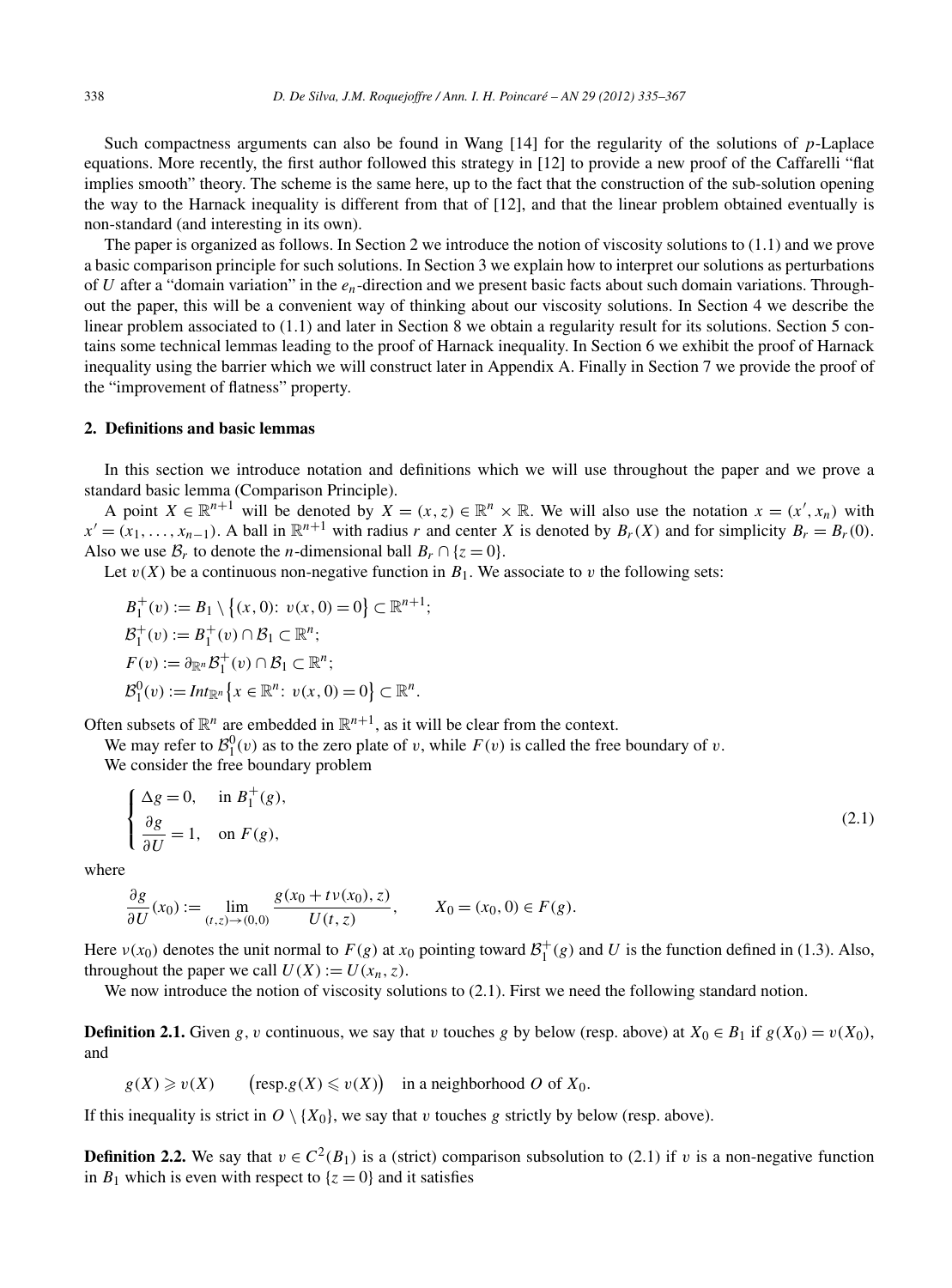Such compactness arguments can also be found in Wang [14] for the regularity of the solutions of $p$-Laplace equations. More recently, the first author followed this strategy in [12] to provide a new proof of the Caffarelli "flat implies smooth" theory. The scheme is the same here, up to the fact that the construction of the sub-solution opening the way to the Harnack inequality is different from that of [12], and that the linear problem obtained eventually is non-standard (and interesting in its own).

The paper is organized as follows. In Section 2 we introduce the notion of viscosity solutions to (1.1) and we prove a basic comparison principle for such solutions. In Section 3 we explain how to interpret our solutions as perturbations of $U$ after a "domain variation" in the $e_n$-direction and we present basic facts about such domain variations. Throughout the paper, this will be a convenient way of thinking about our viscosity solutions. In Section 4 we describe the linear problem associated to (1.1) and later in Section 8 we obtain a regularity result for its solutions. Section 5 contains some technical lemmas leading to the proof of Harnack inequality. In Section 6 we exhibit the proof of Harnack inequality using the barrier which we will construct later in Appendix A. Finally in Section 7 we provide the proof of the "improvement of flatness" property.

## 2. Definitions and basic lemmas

In this section we introduce notation and definitions which we will use throughout the paper and we prove a standard basic lemma (Comparison Principle).

A point $X \in \mathbb{R}^{n+1}$ will be denoted by $X = (x, z) \in \mathbb{R}^n \times \mathbb{R}$. We will also use the notation $x = (x', x_n)$ with $x' = (x_1, \ldots, x_{n-1})$. A ball in $\mathbb{R}^{n+1}$ with radius $r$ and center $X$ is denoted by $B_r(X)$ and for simplicity $B_r = B_r(0)$. Also we use $\mathcal{B}_r$ to denote the $n$-dimensional ball $B_r \cap \{z = 0\}$.

Let $v(X)$ be a continuous non-negative function in $B_1$. We associate to $v$ the following sets:

$$
\begin{aligned}
&B_1^+(v) := B_1 \setminus \{(x, 0)\colon\ v(x, 0) = 0\} \subset \mathbb{R}^{n+1};\\
&\mathcal{B}_1^+(v) := B_1^+(v) \cap \mathcal{B}_1 \subset \mathbb{R}^n;\\
&F(v) := \partial_{\mathbb{R}^n} \mathcal{B}_1^+(v) \cap \mathcal{B}_1 \subset \mathbb{R}^n;\\
&\mathcal{B}_1^0(v) := Int_{\mathbb{R}^n}\{x \in \mathbb{R}^n\colon\ v(x, 0) = 0\} \subset \mathbb{R}^n.
\end{aligned}
$$

Often subsets of $\mathbb{R}^n$ are embedded in $\mathbb{R}^{n+1}$, as it will be clear from the context.

We may refer to $\mathcal{B}_1^0(v)$ as to the zero plate of $v$, while $F(v)$ is called the free boundary of $v$.

We consider the free boundary problem

$$
\begin{cases}
\Delta g = 0, & \text{in } B_1^+(g),\\[4pt]
\dfrac{\partial g}{\partial U} = 1, & \text{on } F(g),
\end{cases}
\tag{2.1}
$$

where

$$
\frac{\partial g}{\partial U}(x_0) := \lim_{(t,z)\to(0,0)} \frac{g(x_0 + t\nu(x_0), z)}{U(t, z)}, \qquad X_0 = (x_0, 0) \in F(g).
$$

Here $\nu(x_0)$ denotes the unit normal to $F(g)$ at $x_0$ pointing toward $\mathcal{B}_1^+(g)$ and $U$ is the function defined in (1.3). Also, throughout the paper we call $U(X) := U(x_n, z)$.

We now introduce the notion of viscosity solutions to (2.1). First we need the following standard notion.

**Definition 2.1.** Given $g$, $v$ continuous, we say that $v$ touches $g$ by below (resp. above) at $X_0 \in B_1$ if $g(X_0) = v(X_0)$, and

$$
g(X) \geqslant v(X) \qquad \big(\text{resp.}\, g(X) \leqslant v(X)\big) \quad \text{in a neighborhood } O \text{ of } X_0.
$$

If this inequality is strict in $O \setminus \{X_0\}$, we say that $v$ touches $g$ strictly by below (resp. above).

**Definition 2.2.** We say that $v \in C^2(B_1)$ is a (strict) comparison subsolution to (2.1) if $v$ is a non-negative function in $B_1$ which is even with respect to $\{z = 0\}$ and it satisfies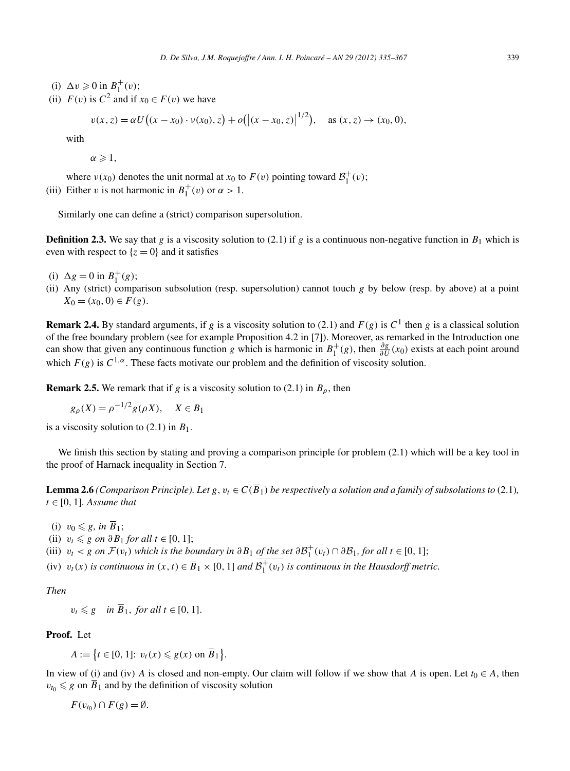(i) $\Delta v \geqslant 0$ in $B_1^+(v)$;

(ii) $F(v)$ is $C^2$ and if $x_0 \in F(v)$ we have

$$v(x,z) = \alpha U\big((x-x_0)\cdot \nu(x_0), z\big) + o\big(\big|(x-x_0,z)\big|^{1/2}\big), \quad \text{as } (x,z) \to (x_0,0),$$

with

$$\alpha \geqslant 1,$$

where $\nu(x_0)$ denotes the unit normal at $x_0$ to $F(v)$ pointing toward $\mathcal{B}_1^+(v)$;

(iii) Either $v$ is not harmonic in $B_1^+(v)$ or $\alpha > 1$.

Similarly one can define a (strict) comparison supersolution.

**Definition 2.3.** We say that $g$ is a viscosity solution to (2.1) if $g$ is a continuous non-negative function in $B_1$ which is even with respect to $\{z=0\}$ and it satisfies

(i) $\Delta g = 0$ in $B_1^+(g)$;

(ii) Any (strict) comparison subsolution (resp. supersolution) cannot touch $g$ by below (resp. by above) at a point $X_0 = (x_0, 0) \in F(g)$.

**Remark 2.4.** By standard arguments, if $g$ is a viscosity solution to (2.1) and $F(g)$ is $C^1$ then $g$ is a classical solution of the free boundary problem (see for example Proposition 4.2 in [7]). Moreover, as remarked in the Introduction one can show that given any continuous function $g$ which is harmonic in $B_1^+(g)$, then $\frac{\partial g}{\partial U}(x_0)$ exists at each point around which $F(g)$ is $C^{1,\alpha}$. These facts motivate our problem and the definition of viscosity solution.

**Remark 2.5.** We remark that if $g$ is a viscosity solution to (2.1) in $B_\rho$, then

$$g_\rho(X) = \rho^{-1/2} g(\rho X), \quad X \in B_1$$

is a viscosity solution to (2.1) in $B_1$.

We finish this section by stating and proving a comparison principle for problem (2.1) which will be a key tool in the proof of Harnack inequality in Section 7.

**Lemma 2.6** *(Comparison Principle). Let $g, v_t \in C(\overline{B}_1)$ be respectively a solution and a family of subsolutions to* (2.1)*, $t \in [0,1]$. Assume that*

(i) *$v_0 \leqslant g$, in $\overline{B}_1$;*

(ii) *$v_t \leqslant g$ on $\partial B_1$ for all $t \in [0,1]$;*

(iii) *$v_t < g$ on $\mathcal{F}(v_t)$ which is the boundary in $\partial B_1$ of the set $\partial \mathcal{B}_1^+(v_t) \cap \partial \mathcal{B}_1$, for all $t \in [0,1]$;*

(iv) *$v_t(x)$ is continuous in $(x,t) \in \overline{B}_1 \times [0,1]$ and $\overline{\mathcal{B}_1^+(v_t)}$ is continuous in the Hausdorff metric.*

*Then*

$$v_t \leqslant g \quad \text{in } \overline{B}_1, \text{ for all } t \in [0,1].$$

**Proof.** Let

$$A := \big\{t \in [0,1]: \ v_t(x) \leqslant g(x) \text{ on } \overline{B}_1\big\}.$$

In view of (i) and (iv) $A$ is closed and non-empty. Our claim will follow if we show that $A$ is open. Let $t_0 \in A$, then $v_{t_0} \leqslant g$ on $\overline{B}_1$ and by the definition of viscosity solution

$$F(v_{t_0}) \cap F(g) = \emptyset.$$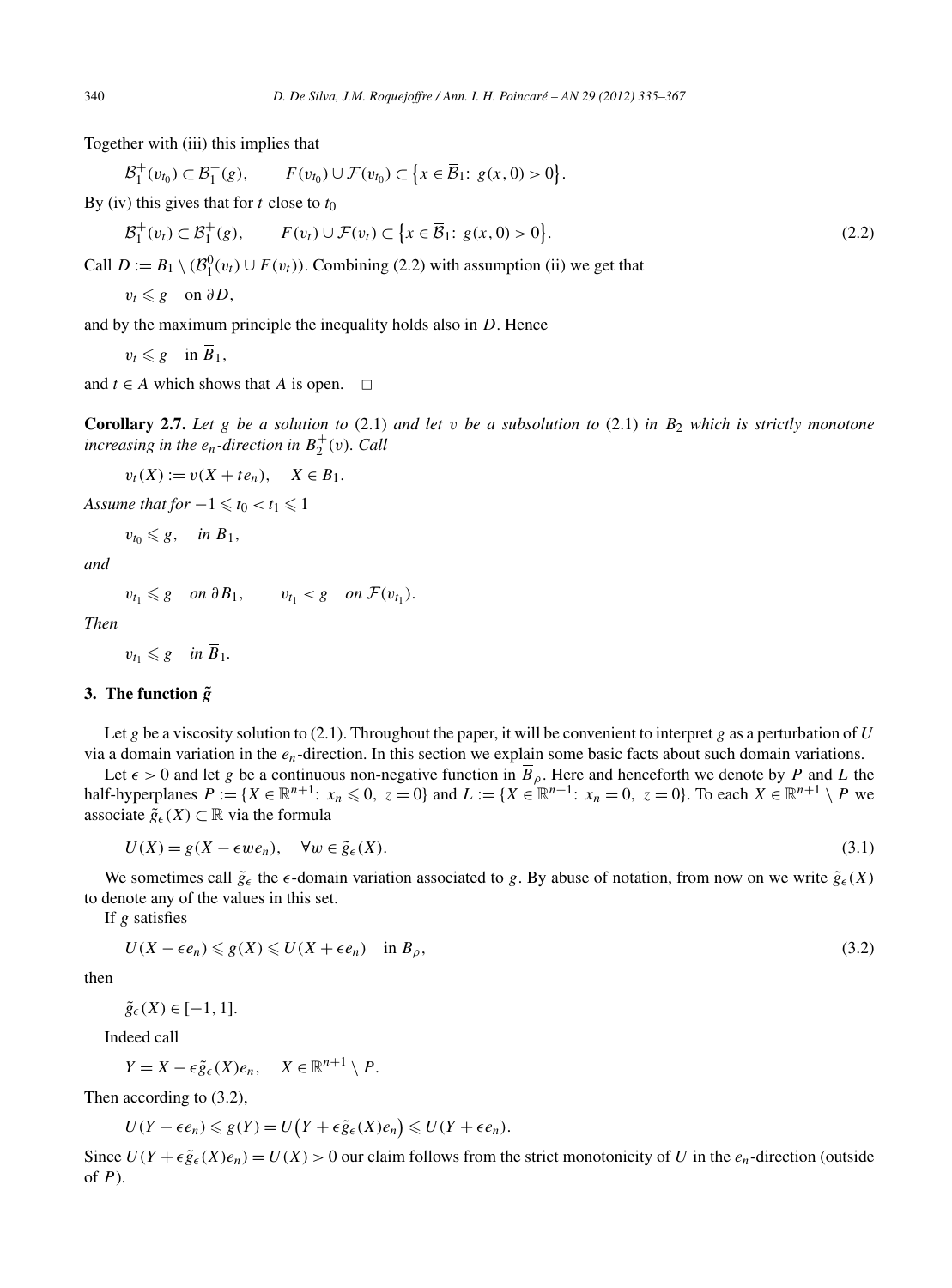Together with (iii) this implies that

$$\mathcal{B}_1^+(v_{t_0}) \subset \mathcal{B}_1^+(g), \qquad F(v_{t_0}) \cup \mathcal{F}(v_{t_0}) \subset \{x \in \overline{\mathcal{B}}_1 \colon\ g(x,0) > 0\}.$$

By (iv) this gives that for $t$ close to $t_0$

$$\mathcal{B}_1^+(v_t) \subset \mathcal{B}_1^+(g), \qquad F(v_t) \cup \mathcal{F}(v_t) \subset \{x \in \overline{\mathcal{B}}_1 \colon\ g(x,0) > 0\}. \tag{2.2}$$

Call $D := B_1 \setminus (\mathcal{B}_1^0(v_t) \cup F(v_t))$. Combining (2.2) with assumption (ii) we get that

$$v_t \leqslant g \quad \text{on } \partial D,$$

and by the maximum principle the inequality holds also in $D$. Hence

$$v_t \leqslant g \quad \text{in } \overline{B}_1,$$

and $t \in A$ which shows that $A$ is open. $\square$

**Corollary 2.7.** *Let $g$ be a solution to* (2.1) *and let $v$ be a subsolution to* (2.1) *in $B_2$ which is strictly monotone increasing in the $e_n$-direction in $B_2^+(v)$. Call*

$$v_t(X) := v(X + te_n), \quad X \in B_1.$$

*Assume that for $-1 \leqslant t_0 < t_1 \leqslant 1$*

$$v_{t_0} \leqslant g, \quad \text{in } \overline{B}_1,$$

*and*

$$v_{t_1} \leqslant g \quad \text{on } \partial B_1, \qquad v_{t_1} < g \quad \text{on } \mathcal{F}(v_{t_1}).$$

*Then*

$$v_{t_1} \leqslant g \quad \text{in } \overline{B}_1.$$

## 3. The function $\tilde{g}$

Let $g$ be a viscosity solution to (2.1). Throughout the paper, it will be convenient to interpret $g$ as a perturbation of $U$ via a domain variation in the $e_n$-direction. In this section we explain some basic facts about such domain variations.

Let $\epsilon > 0$ and let $g$ be a continuous non-negative function in $\overline{B}_\rho$. Here and henceforth we denote by $P$ and $L$ the half-hyperplanes $P := \{X \in \mathbb{R}^{n+1} \colon\ x_n \leqslant 0,\ z = 0\}$ and $L := \{X \in \mathbb{R}^{n+1} \colon\ x_n = 0,\ z = 0\}$. To each $X \in \mathbb{R}^{n+1} \setminus P$ we associate $\tilde{g}_\epsilon(X) \subset \mathbb{R}$ via the formula

$$U(X) = g(X - \epsilon w e_n), \quad \forall w \in \tilde{g}_\epsilon(X). \tag{3.1}$$

We sometimes call $\tilde{g}_\epsilon$ the $\epsilon$-domain variation associated to $g$. By abuse of notation, from now on we write $\tilde{g}_\epsilon(X)$ to denote any of the values in this set.

If $g$ satisfies

$$U(X - \epsilon e_n) \leqslant g(X) \leqslant U(X + \epsilon e_n) \quad \text{in } B_\rho, \tag{3.2}$$

then

$$\tilde{g}_\epsilon(X) \in [-1, 1].$$

Indeed call

$$Y = X - \epsilon \tilde{g}_\epsilon(X) e_n, \quad X \in \mathbb{R}^{n+1} \setminus P.$$

Then according to (3.2),

$$U(Y - \epsilon e_n) \leqslant g(Y) = U\big(Y + \epsilon \tilde{g}_\epsilon(X) e_n\big) \leqslant U(Y + \epsilon e_n).$$

Since $U(Y + \epsilon \tilde{g}_\epsilon(X) e_n) = U(X) > 0$ our claim follows from the strict monotonicity of $U$ in the $e_n$-direction (outside of $P$).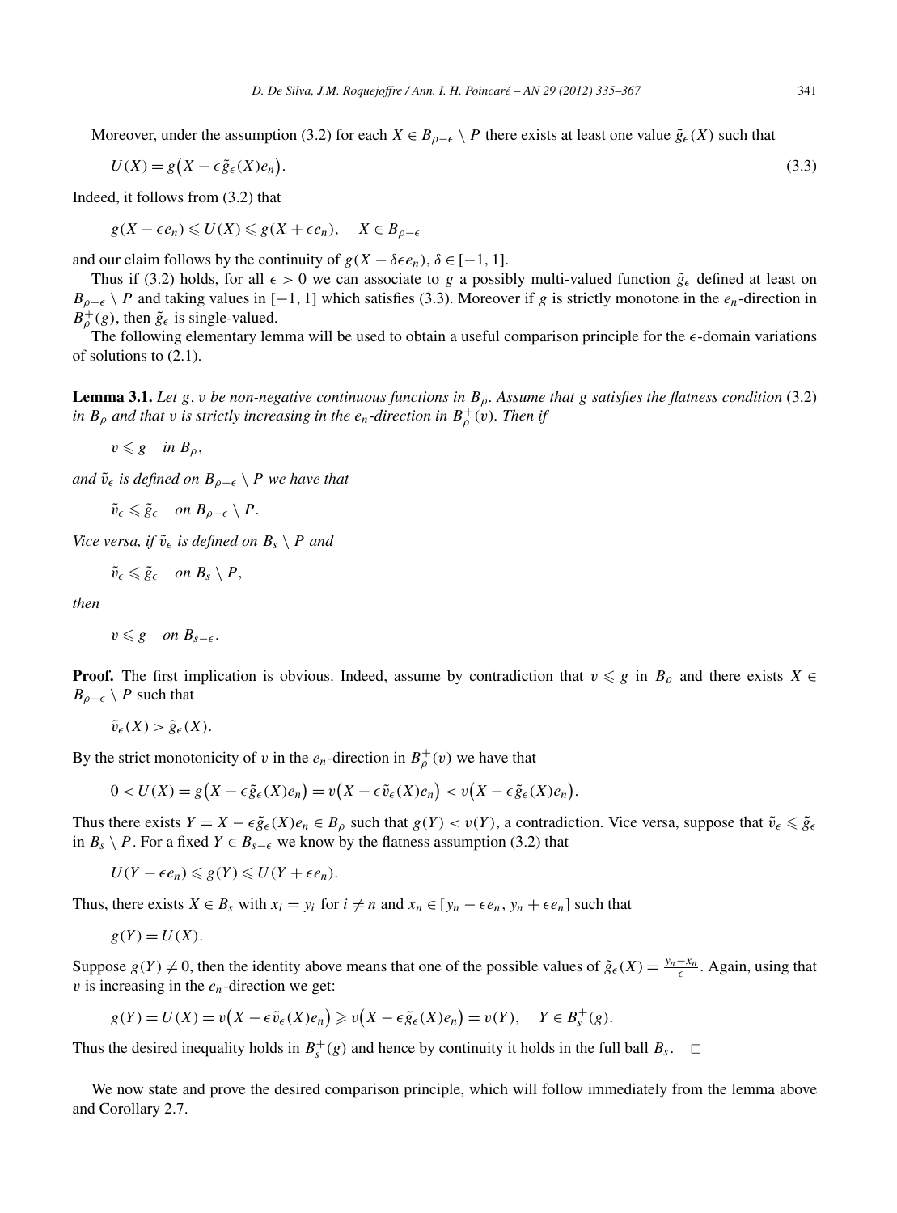Moreover, under the assumption (3.2) for each $X \in B_{\rho-\epsilon} \setminus P$ there exists at least one value $\tilde{g}_\epsilon(X)$ such that

$$U(X) = g\big(X - \epsilon \tilde{g}_\epsilon(X) e_n\big). \tag{3.3}$$

Indeed, it follows from (3.2) that

$$g(X - \epsilon e_n) \leqslant U(X) \leqslant g(X + \epsilon e_n), \quad X \in B_{\rho-\epsilon}$$

and our claim follows by the continuity of $g(X - \delta \epsilon e_n)$, $\delta \in [-1, 1]$.

Thus if (3.2) holds, for all $\epsilon > 0$ we can associate to $g$ a possibly multi-valued function $\tilde{g}_\epsilon$ defined at least on $B_{\rho-\epsilon} \setminus P$ and taking values in $[-1, 1]$ which satisfies (3.3). Moreover if $g$ is strictly monotone in the $e_n$-direction in $B^+_\rho(g)$, then $\tilde{g}_\epsilon$ is single-valued.

The following elementary lemma will be used to obtain a useful comparison principle for the $\epsilon$-domain variations of solutions to (2.1).

**Lemma 3.1.** *Let $g$, $v$ be non-negative continuous functions in $B_\rho$. Assume that $g$ satisfies the flatness condition* (3.2) *in $B_\rho$ and that $v$ is strictly increasing in the $e_n$-direction in $B^+_\rho(v)$. Then if*

$$v \leqslant g \quad \text{in } B_\rho,$$

*and $\tilde{v}_\epsilon$ is defined on $B_{\rho-\epsilon} \setminus P$ we have that*

$$\tilde{v}_\epsilon \leqslant \tilde{g}_\epsilon \quad \text{on } B_{\rho-\epsilon} \setminus P.$$

*Vice versa, if $\tilde{v}_\epsilon$ is defined on $B_s \setminus P$ and*

$$\tilde{v}_\epsilon \leqslant \tilde{g}_\epsilon \quad \text{on } B_s \setminus P,$$

*then*

$$v \leqslant g \quad \text{on } B_{s-\epsilon}.$$

**Proof.** The first implication is obvious. Indeed, assume by contradiction that $v \leqslant g$ in $B_\rho$ and there exists $X \in B_{\rho-\epsilon} \setminus P$ such that

$$\tilde{v}_\epsilon(X) > \tilde{g}_\epsilon(X).$$

By the strict monotonicity of $v$ in the $e_n$-direction in $B^+_\rho(v)$ we have that

$$0 < U(X) = g\big(X - \epsilon \tilde{g}_\epsilon(X) e_n\big) = v\big(X - \epsilon \tilde{v}_\epsilon(X) e_n\big) < v\big(X - \epsilon \tilde{g}_\epsilon(X) e_n\big).$$

Thus there exists $Y = X - \epsilon \tilde{g}_\epsilon(X) e_n \in B_\rho$ such that $g(Y) < v(Y)$, a contradiction. Vice versa, suppose that $\tilde{v}_\epsilon \leqslant \tilde{g}_\epsilon$ in $B_s \setminus P$. For a fixed $Y \in B_{s-\epsilon}$ we know by the flatness assumption (3.2) that

$$U(Y - \epsilon e_n) \leqslant g(Y) \leqslant U(Y + \epsilon e_n).$$

Thus, there exists $X \in B_s$ with $x_i = y_i$ for $i \neq n$ and $x_n \in [y_n - \epsilon e_n, y_n + \epsilon e_n]$ such that

$$g(Y) = U(X).$$

Suppose $g(Y) \neq 0$, then the identity above means that one of the possible values of $\tilde{g}_\epsilon(X) = \frac{y_n - x_n}{\epsilon}$. Again, using that $v$ is increasing in the $e_n$-direction we get:

$$g(Y) = U(X) = v\big(X - \epsilon \tilde{v}_\epsilon(X) e_n\big) \geqslant v\big(X - \epsilon \tilde{g}_\epsilon(X) e_n\big) = v(Y), \quad Y \in B^+_s(g).$$

Thus the desired inequality holds in $B^+_s(g)$ and hence by continuity it holds in the full ball $B_s$. $\square$

We now state and prove the desired comparison principle, which will follow immediately from the lemma above and Corollary 2.7.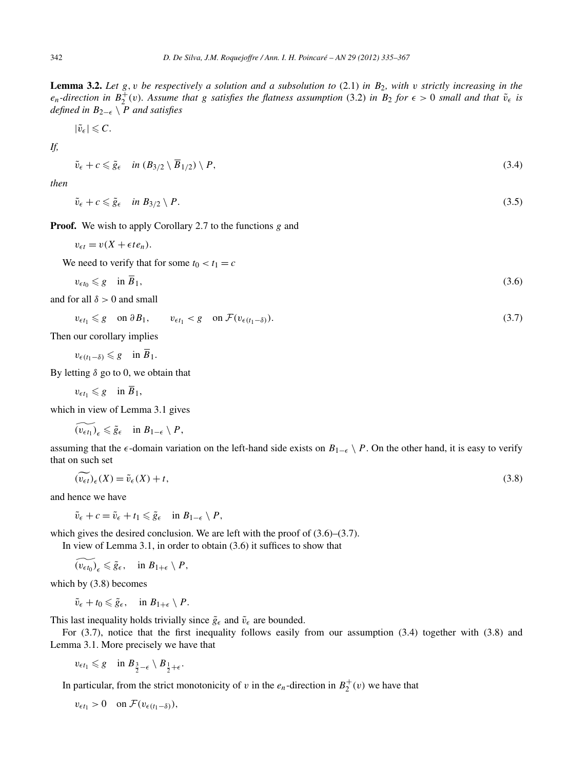**Lemma 3.2.** *Let $g, v$ be respectively a solution and a subsolution to* (2.1) *in $B_2$, with $v$ strictly increasing in the $e_n$-direction in $B_2^+(v)$. Assume that $g$ satisfies the flatness assumption* (3.2) *in $B_2$ for $\epsilon > 0$ small and that $\tilde{v}_\epsilon$ is defined in $B_{2-\epsilon} \setminus P$ and satisfies*

$$|\tilde{v}_\epsilon| \leqslant C.$$

*If,*

$$\tilde{v}_\epsilon + c \leqslant \tilde{g}_\epsilon \quad \text{in } (B_{3/2} \setminus \overline{B}_{1/2}) \setminus P, \tag{3.4}$$

*then*

$$\tilde{v}_\epsilon + c \leqslant \tilde{g}_\epsilon \quad \text{in } B_{3/2} \setminus P. \tag{3.5}$$

**Proof.** We wish to apply Corollary 2.7 to the functions $g$ and

$$v_{\epsilon t} = v(X + \epsilon t e_n).$$

We need to verify that for some $t_0 < t_1 = c$

$$v_{\epsilon t_0} \leqslant g \quad \text{in } \overline{B}_1, \tag{3.6}$$

and for all $\delta > 0$ and small

$$v_{\epsilon t_1} \leqslant g \quad \text{on } \partial B_1, \qquad v_{\epsilon t_1} < g \quad \text{on } \mathcal{F}(v_{\epsilon(t_1-\delta)}). \tag{3.7}$$

Then our corollary implies

$$v_{\epsilon(t_1-\delta)} \leqslant g \quad \text{in } \overline{B}_1.$$

By letting $\delta$ go to 0, we obtain that

$$v_{\epsilon t_1} \leqslant g \quad \text{in } \overline{B}_1,$$

which in view of Lemma 3.1 gives

$$\widetilde{(v_{\epsilon t_1})}_\epsilon \leqslant \tilde{g}_\epsilon \quad \text{in } B_{1-\epsilon} \setminus P,$$

assuming that the $\epsilon$-domain variation on the left-hand side exists on $B_{1-\epsilon} \setminus P$. On the other hand, it is easy to verify that on such set

$$\widetilde{(v_{\epsilon t})}_\epsilon(X) = \tilde{v}_\epsilon(X) + t, \tag{3.8}$$

and hence we have

$$\tilde{v}_\epsilon + c = \tilde{v}_\epsilon + t_1 \leqslant \tilde{g}_\epsilon \quad \text{in } B_{1-\epsilon} \setminus P,$$

which gives the desired conclusion. We are left with the proof of (3.6)–(3.7).

In view of Lemma 3.1, in order to obtain (3.6) it suffices to show that

$$\widetilde{(v_{\epsilon t_0})}_\epsilon \leqslant \tilde{g}_\epsilon, \quad \text{in } B_{1+\epsilon} \setminus P,$$

which by (3.8) becomes

$$\tilde{v}_\epsilon + t_0 \leqslant \tilde{g}_\epsilon, \quad \text{in } B_{1+\epsilon} \setminus P.$$

This last inequality holds trivially since $\tilde{g}_\epsilon$ and $\tilde{v}_\epsilon$ are bounded.

For (3.7), notice that the first inequality follows easily from our assumption (3.4) together with (3.8) and Lemma 3.1. More precisely we have that

$$v_{\epsilon t_1} \leqslant g \quad \text{in } B_{\frac{3}{2}-\epsilon} \setminus B_{\frac{1}{2}+\epsilon}.$$

In particular, from the strict monotonicity of $v$ in the $e_n$-direction in $B_2^+(v)$ we have that

$$v_{\epsilon t_1} > 0 \quad \text{on } \mathcal{F}(v_{\epsilon(t_1-\delta)}),$$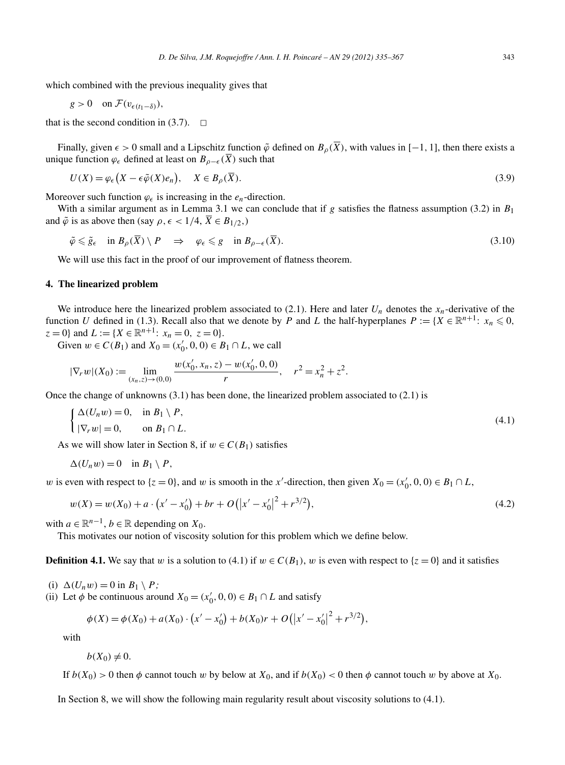which combined with the previous inequality gives that

$$g > 0 \quad \text{on } \mathcal{F}(v_{\epsilon(t_1-\delta)}),$$

that is the second condition in (3.7). $\square$

Finally, given $\epsilon > 0$ small and a Lipschitz function $\tilde{\varphi}$ defined on $B_\rho(\overline{X})$, with values in $[-1, 1]$, then there exists a unique function $\varphi_\epsilon$ defined at least on $B_{\rho-\epsilon}(\overline{X})$ such that

$$U(X) = \varphi_\epsilon\big(X - \epsilon\tilde{\varphi}(X)e_n\big), \quad X \in B_\rho(\overline{X}). \tag{3.9}$$

Moreover such function $\varphi_\epsilon$ is increasing in the $e_n$-direction.

With a similar argument as in Lemma 3.1 we can conclude that if $g$ satisfies the flatness assumption (3.2) in $B_1$ and $\tilde{\varphi}$ is as above then (say $\rho, \epsilon < 1/4$, $\overline{X} \in B_{1/2}$,)

$$\tilde{\varphi} \leqslant \tilde{g}_\epsilon \quad \text{in } B_\rho(\overline{X}) \setminus P \quad \Rightarrow \quad \varphi_\epsilon \leqslant g \quad \text{in } B_{\rho-\epsilon}(\overline{X}). \tag{3.10}$$

We will use this fact in the proof of our improvement of flatness theorem.

## 4. The linearized problem

We introduce here the linearized problem associated to (2.1). Here and later $U_n$ denotes the $x_n$-derivative of the function $U$ defined in (1.3). Recall also that we denote by $P$ and $L$ the half-hyperplanes $P := \{X \in \mathbb{R}^{n+1}\colon x_n \leqslant 0, z = 0\}$ and $L := \{X \in \mathbb{R}^{n+1}\colon x_n = 0,\ z = 0\}$.

Given $w \in C(B_1)$ and $X_0 = (x_0', 0, 0) \in B_1 \cap L$, we call

$$|\nabla_r w|(X_0) := \lim_{(x_n, z)\to(0,0)} \frac{w(x_0', x_n, z) - w(x_0', 0, 0)}{r}, \quad r^2 = x_n^2 + z^2.$$

Once the change of unknowns (3.1) has been done, the linearized problem associated to (2.1) is

$$\begin{cases} \Delta(U_n w) = 0, & \text{in } B_1 \setminus P, \\ |\nabla_r w| = 0, & \text{on } B_1 \cap L. \end{cases} \tag{4.1}$$

As we will show later in Section 8, if $w \in C(B_1)$ satisfies

$$\Delta(U_n w) = 0 \quad \text{in } B_1 \setminus P,$$

$w$ is even with respect to $\{z = 0\}$, and $w$ is smooth in the $x'$-direction, then given $X_0 = (x_0', 0, 0) \in B_1 \cap L$,

$$w(X) = w(X_0) + a \cdot \big(x' - x_0'\big) + br + O\big(|x' - x_0'|^2 + r^{3/2}\big), \tag{4.2}$$

with $a \in \mathbb{R}^{n-1}$, $b \in \mathbb{R}$ depending on $X_0$.

This motivates our notion of viscosity solution for this problem which we define below.

**Definition 4.1.** We say that $w$ is a solution to (4.1) if $w \in C(B_1)$, $w$ is even with respect to $\{z = 0\}$ and it satisfies

(i) $\Delta(U_n w) = 0$ in $B_1 \setminus P$;

(ii) Let $\phi$ be continuous around $X_0 = (x_0', 0, 0) \in B_1 \cap L$ and satisfy

$$\phi(X) = \phi(X_0) + a(X_0) \cdot \big(x' - x_0'\big) + b(X_0)r + O\big(|x' - x_0'|^2 + r^{3/2}\big),$$

with

$$b(X_0) \neq 0.$$

If $b(X_0) > 0$ then $\phi$ cannot touch $w$ by below at $X_0$, and if $b(X_0) < 0$ then $\phi$ cannot touch $w$ by above at $X_0$.

In Section 8, we will show the following main regularity result about viscosity solutions to (4.1).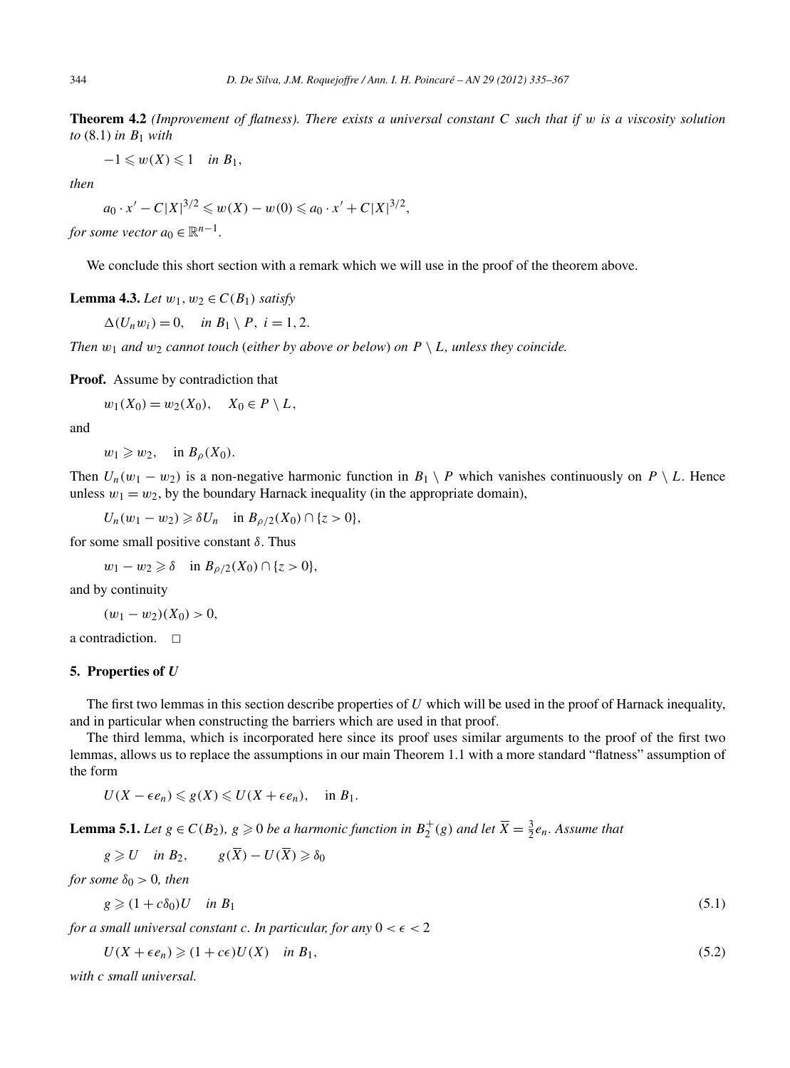**Theorem 4.2** *(Improvement of flatness). There exists a universal constant $C$ such that if $w$ is a viscosity solution to* (8.1) *in $B_1$ with*

$$-1 \leqslant w(X) \leqslant 1 \quad \text{in } B_1,$$

*then*

$$a_0 \cdot x' - C|X|^{3/2} \leqslant w(X) - w(0) \leqslant a_0 \cdot x' + C|X|^{3/2},$$

*for some vector $a_0 \in \mathbb{R}^{n-1}$.*

We conclude this short section with a remark which we will use in the proof of the theorem above.

**Lemma 4.3.** *Let $w_1, w_2 \in C(B_1)$ satisfy*

$$\Delta(U_n w_i) = 0, \quad \text{in } B_1 \setminus P,\ i = 1, 2.$$

*Then $w_1$ and $w_2$ cannot touch* (*either by above or below*) *on $P \setminus L$, unless they coincide.*

**Proof.** Assume by contradiction that

$$w_1(X_0) = w_2(X_0), \quad X_0 \in P \setminus L,$$

and

$$w_1 \geqslant w_2, \quad \text{in } B_\rho(X_0).$$

Then $U_n(w_1 - w_2)$ is a non-negative harmonic function in $B_1 \setminus P$ which vanishes continuously on $P \setminus L$. Hence unless $w_1 = w_2$, by the boundary Harnack inequality (in the appropriate domain),

$$U_n(w_1 - w_2) \geqslant \delta U_n \quad \text{in } B_{\rho/2}(X_0) \cap \{z > 0\},$$

for some small positive constant $\delta$. Thus

$$w_1 - w_2 \geqslant \delta \quad \text{in } B_{\rho/2}(X_0) \cap \{z > 0\},$$

and by continuity

$$(w_1 - w_2)(X_0) > 0,$$

a contradiction. $\square$

## 5. Properties of *U*

The first two lemmas in this section describe properties of $U$ which will be used in the proof of Harnack inequality, and in particular when constructing the barriers which are used in that proof.

The third lemma, which is incorporated here since its proof uses similar arguments to the proof of the first two lemmas, allows us to replace the assumptions in our main Theorem 1.1 with a more standard "flatness" assumption of the form

$$U(X - \epsilon e_n) \leqslant g(X) \leqslant U(X + \epsilon e_n), \quad \text{in } B_1.$$

**Lemma 5.1.** *Let $g \in C(B_2)$, $g \geqslant 0$ be a harmonic function in $B_2^+(g)$ and let $\overline{X} = \frac{3}{2}e_n$. Assume that*

$$g \geqslant U \quad \text{in } B_2, \qquad g(\overline{X}) - U(\overline{X}) \geqslant \delta_0$$

*for some $\delta_0 > 0$, then*

$$g \geqslant (1 + c\delta_0)U \quad \text{in } B_1 \tag{5.1}$$

*for a small universal constant $c$. In particular, for any $0 < \epsilon < 2$*

$$U(X + \epsilon e_n) \geqslant (1 + c\epsilon)U(X) \quad \text{in } B_1, \tag{5.2}$$

*with $c$ small universal.*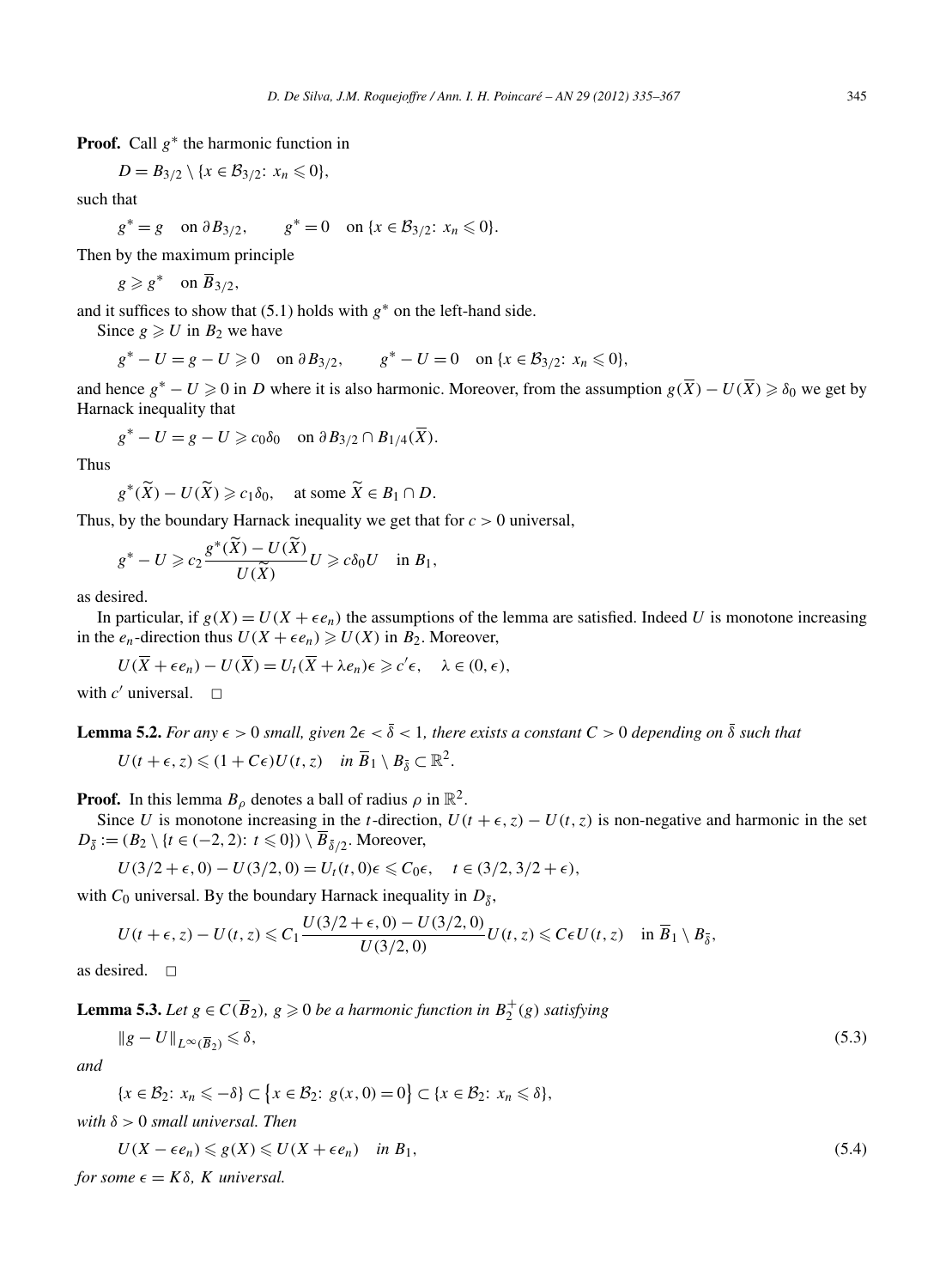**Proof.** Call $g^*$ the harmonic function in

$$D = B_{3/2} \setminus \{x \in \mathcal{B}_{3/2}\colon\ x_n \leqslant 0\},$$

such that

$$g^* = g \quad \text{on } \partial B_{3/2}, \qquad g^* = 0 \quad \text{on } \{x \in \mathcal{B}_{3/2}\colon\ x_n \leqslant 0\}.$$

Then by the maximum principle

$$g \geqslant g^* \quad \text{on } \overline{B}_{3/2},$$

and it suffices to show that (5.1) holds with $g^*$ on the left-hand side.

Since $g \geqslant U$ in $B_2$ we have

$$g^* - U = g - U \geqslant 0 \quad \text{on } \partial B_{3/2}, \qquad g^* - U = 0 \quad \text{on } \{x \in \mathcal{B}_{3/2}\colon\ x_n \leqslant 0\},$$

and hence $g^* - U \geqslant 0$ in $D$ where it is also harmonic. Moreover, from the assumption $g(\overline{X}) - U(\overline{X}) \geqslant \delta_0$ we get by Harnack inequality that

$$g^* - U = g - U \geqslant c_0\delta_0 \quad \text{on } \partial B_{3/2} \cap B_{1/4}(\overline{X}).$$

Thus

$$g^*(\widetilde{X}) - U(\widetilde{X}) \geqslant c_1\delta_0, \quad \text{at some } \widetilde{X} \in B_1 \cap D.$$

Thus, by the boundary Harnack inequality we get that for $c > 0$ universal,

$$g^* - U \geqslant c_2 \frac{g^*(\widetilde{X}) - U(\widetilde{X})}{U(\widetilde{X})} U \geqslant c\delta_0 U \quad \text{in } B_1,$$

as desired.

In particular, if $g(X) = U(X + \epsilon e_n)$ the assumptions of the lemma are satisfied. Indeed $U$ is monotone increasing in the $e_n$-direction thus $U(X + \epsilon e_n) \geqslant U(X)$ in $B_2$. Moreover,

$$U(\overline{X} + \epsilon e_n) - U(\overline{X}) = U_t(\overline{X} + \lambda e_n)\epsilon \geqslant c'\epsilon, \quad \lambda \in (0, \epsilon),$$

with $c'$ universal. $\square$

**Lemma 5.2.** *For any $\epsilon > 0$ small, given $2\epsilon < \bar{\delta} < 1$, there exists a constant $C > 0$ depending on $\bar{\delta}$ such that*

$$U(t + \epsilon, z) \leqslant (1 + C\epsilon)U(t, z) \quad \text{in } \overline{B}_1 \setminus B_{\bar{\delta}} \subset \mathbb{R}^2.$$

**Proof.** In this lemma $B_\rho$ denotes a ball of radius $\rho$ in $\mathbb{R}^2$.

Since $U$ is monotone increasing in the $t$-direction, $U(t + \epsilon, z) - U(t, z)$ is non-negative and harmonic in the set $D_{\bar{\delta}} := (B_2 \setminus \{t \in (-2, 2)\colon\ t \leqslant 0\}) \setminus \overline{B}_{\bar{\delta}/2}$. Moreover,

$$U(3/2 + \epsilon, 0) - U(3/2, 0) = U_t(t, 0)\epsilon \leqslant C_0\epsilon, \quad t \in (3/2, 3/2 + \epsilon),$$

with $C_0$ universal. By the boundary Harnack inequality in $D_{\bar{\delta}}$,

$$U(t + \epsilon, z) - U(t, z) \leqslant C_1 \frac{U(3/2 + \epsilon, 0) - U(3/2, 0)}{U(3/2, 0)} U(t, z) \leqslant C\epsilon U(t, z) \quad \text{in } \overline{B}_1 \setminus B_{\bar{\delta}},$$

as desired. $\square$

**Lemma 5.3.** *Let $g \in C(\overline{B}_2)$, $g \geqslant 0$ be a harmonic function in $B_2^+(g)$ satisfying*

$$\|g - U\|_{L^\infty(\overline{B}_2)} \leqslant \delta, \tag{5.3}$$

*and*

$$\{x \in \mathcal{B}_2\colon\ x_n \leqslant -\delta\} \subset \{x \in \mathcal{B}_2\colon\ g(x, 0) = 0\} \subset \{x \in \mathcal{B}_2\colon\ x_n \leqslant \delta\},$$

*with $\delta > 0$ small universal. Then*

$$U(X - \epsilon e_n) \leqslant g(X) \leqslant U(X + \epsilon e_n) \quad \text{in } B_1, \tag{5.4}$$

*for some $\epsilon = K\delta$, $K$ universal.*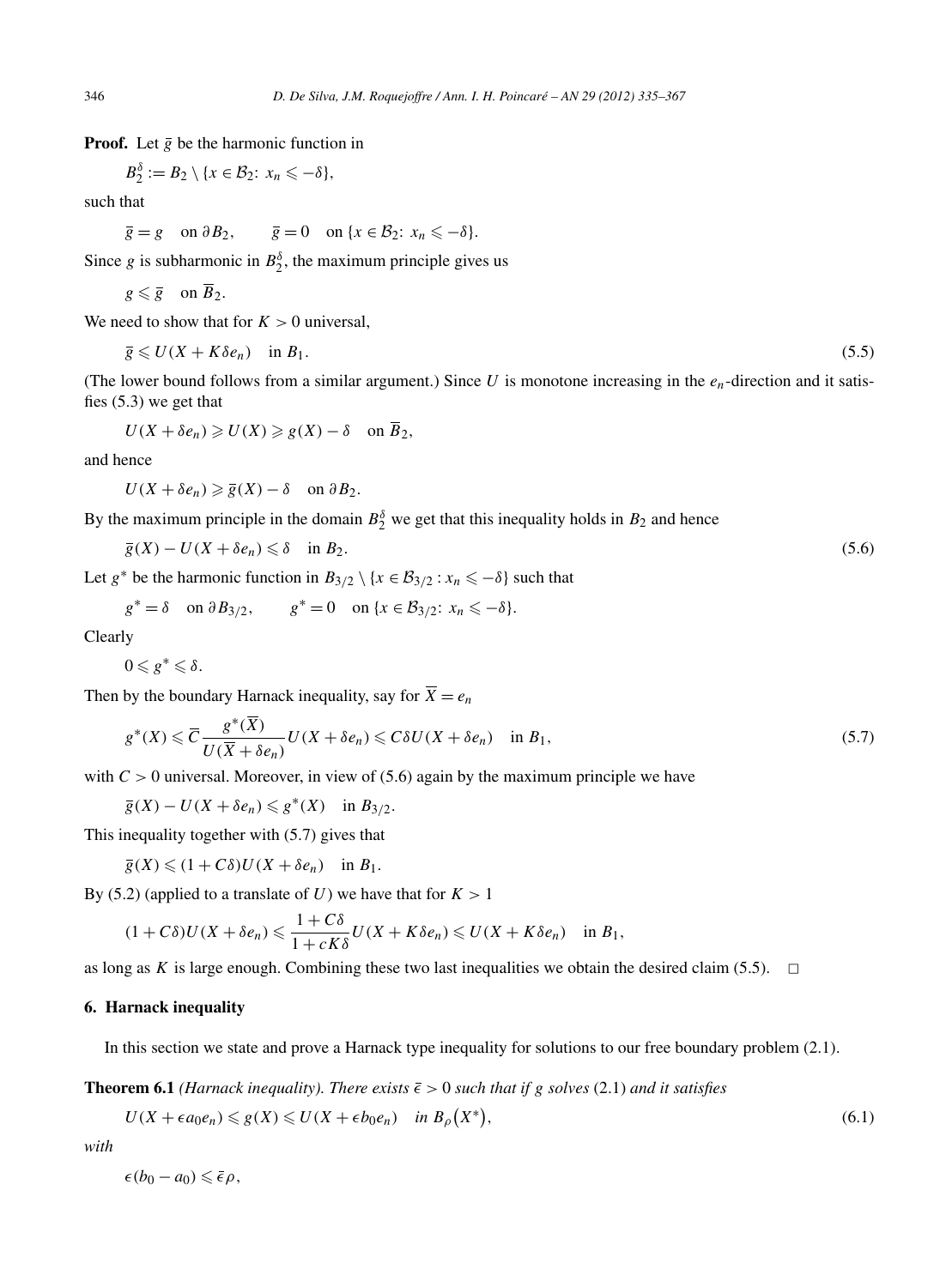**Proof.** Let $\bar{g}$ be the harmonic function in

$$B_2^\delta := B_2 \setminus \{x \in \mathcal{B}_2\colon\ x_n \leqslant -\delta\},$$

such that

$$\bar{g} = g \quad \text{on } \partial B_2, \qquad \bar{g} = 0 \quad \text{on } \{x \in \mathcal{B}_2\colon\ x_n \leqslant -\delta\}.$$

Since $g$ is subharmonic in $B_2^\delta$, the maximum principle gives us

$$g \leqslant \bar{g} \quad \text{on } \overline{B}_2.$$

We need to show that for $K > 0$ universal,

$$\bar{g} \leqslant U(X + K\delta e_n) \quad \text{in } B_1. \tag{5.5}$$

(The lower bound follows from a similar argument.) Since $U$ is monotone increasing in the $e_n$-direction and it satisfies (5.3) we get that

$$U(X + \delta e_n) \geqslant U(X) \geqslant g(X) - \delta \quad \text{on } \overline{B}_2,$$

and hence

$$U(X + \delta e_n) \geqslant \bar{g}(X) - \delta \quad \text{on } \partial B_2.$$

By the maximum principle in the domain $B_2^\delta$ we get that this inequality holds in $B_2$ and hence

$$\bar{g}(X) - U(X + \delta e_n) \leqslant \delta \quad \text{in } B_2. \tag{5.6}$$

Let $g^*$ be the harmonic function in $B_{3/2} \setminus \{x \in \mathcal{B}_{3/2} : x_n \leqslant -\delta\}$ such that

$$g^* = \delta \quad \text{on } \partial B_{3/2}, \qquad g^* = 0 \quad \text{on } \{x \in \mathcal{B}_{3/2}\colon\ x_n \leqslant -\delta\}.$$

Clearly

$$0 \leqslant g^* \leqslant \delta.$$

Then by the boundary Harnack inequality, say for $\overline{X} = e_n$

$$g^*(X) \leqslant \overline{C} \frac{g^*(\overline{X})}{U(\overline{X} + \delta e_n)} U(X + \delta e_n) \leqslant C\delta U(X + \delta e_n) \quad \text{in } B_1, \tag{5.7}$$

with $C > 0$ universal. Moreover, in view of (5.6) again by the maximum principle we have

$$\bar{g}(X) - U(X + \delta e_n) \leqslant g^*(X) \quad \text{in } B_{3/2}.$$

This inequality together with (5.7) gives that

$$\bar{g}(X) \leqslant (1 + C\delta) U(X + \delta e_n) \quad \text{in } B_1.$$

By (5.2) (applied to a translate of $U$) we have that for $K > 1$

$$(1 + C\delta) U(X + \delta e_n) \leqslant \frac{1 + C\delta}{1 + cK\delta} U(X + K\delta e_n) \leqslant U(X + K\delta e_n) \quad \text{in } B_1,$$

as long as $K$ is large enough. Combining these two last inequalities we obtain the desired claim (5.5). $\square$

## 6. Harnack inequality

In this section we state and prove a Harnack type inequality for solutions to our free boundary problem (2.1).

**Theorem 6.1** *(Harnack inequality). There exists $\bar{\epsilon} > 0$ such that if $g$ solves* (2.1) *and it satisfies*

$$U(X + \epsilon a_0 e_n) \leqslant g(X) \leqslant U(X + \epsilon b_0 e_n) \quad \text{in } B_\rho\big(X^*\big), \tag{6.1}$$

*with*

$$\epsilon(b_0 - a_0) \leqslant \bar{\epsilon}\rho,$$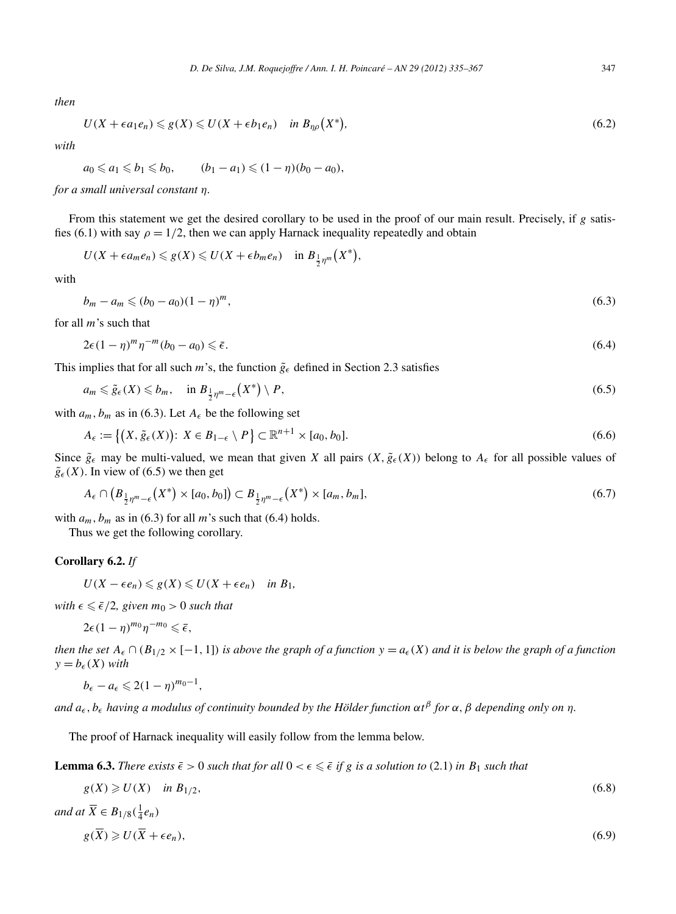*then*

$$U(X + \epsilon a_1 e_n) \leqslant g(X) \leqslant U(X + \epsilon b_1 e_n) \quad \text{in } B_{\eta\rho}\big(X^*\big), \tag{6.2}$$

*with*

$$a_0 \leqslant a_1 \leqslant b_1 \leqslant b_0, \qquad (b_1 - a_1) \leqslant (1-\eta)(b_0 - a_0),$$

*for a small universal constant* $\eta$.

From this statement we get the desired corollary to be used in the proof of our main result. Precisely, if $g$ satisfies (6.1) with say $\rho = 1/2$, then we can apply Harnack inequality repeatedly and obtain

$$U(X + \epsilon a_m e_n) \leqslant g(X) \leqslant U(X + \epsilon b_m e_n) \quad \text{in } B_{\frac{1}{2}\eta^m}\big(X^*\big),$$

with

$$b_m - a_m \leqslant (b_0 - a_0)(1-\eta)^m, \tag{6.3}$$

for all $m$'s such that

$$2\epsilon(1-\eta)^m \eta^{-m}(b_0 - a_0) \leqslant \bar{\epsilon}. \tag{6.4}$$

This implies that for all such $m$'s, the function $\tilde{g}_\epsilon$ defined in Section 2.3 satisfies

$$a_m \leqslant \tilde{g}_\epsilon(X) \leqslant b_m, \quad \text{in } B_{\frac{1}{2}\eta^m - \epsilon}\big(X^*\big) \setminus P, \tag{6.5}$$

with $a_m, b_m$ as in (6.3). Let $A_\epsilon$ be the following set

$$A_\epsilon := \big\{\big(X, \tilde{g}_\epsilon(X)\big)\colon\ X \in B_{1-\epsilon} \setminus P\big\} \subset \mathbb{R}^{n+1} \times [a_0, b_0]. \tag{6.6}$$

Since $\tilde{g}_\epsilon$ may be multi-valued, we mean that given $X$ all pairs $(X, \tilde{g}_\epsilon(X))$ belong to $A_\epsilon$ for all possible values of $\tilde{g}_\epsilon(X)$. In view of (6.5) we then get

$$A_\epsilon \cap \big(B_{\frac{1}{2}\eta^m - \epsilon}\big(X^*\big) \times [a_0, b_0]\big) \subset B_{\frac{1}{2}\eta^m - \epsilon}\big(X^*\big) \times [a_m, b_m], \tag{6.7}$$

with $a_m, b_m$ as in (6.3) for all $m$'s such that (6.4) holds.

Thus we get the following corollary.

**Corollary 6.2.** *If*

$$U(X - \epsilon e_n) \leqslant g(X) \leqslant U(X + \epsilon e_n) \quad \text{in } B_1,$$

*with* $\epsilon \leqslant \bar{\epsilon}/2$, *given* $m_0 > 0$ *such that*

$$2\epsilon(1-\eta)^{m_0}\eta^{-m_0} \leqslant \bar{\epsilon},$$

*then the set* $A_\epsilon \cap (B_{1/2} \times [-1, 1])$ *is above the graph of a function* $y = a_\epsilon(X)$ *and it is below the graph of a function* $y = b_\epsilon(X)$ *with*

$$b_\epsilon - a_\epsilon \leqslant 2(1-\eta)^{m_0 - 1},$$

*and* $a_\epsilon, b_\epsilon$ *having a modulus of continuity bounded by the Hölder function* $\alpha t^\beta$ *for* $\alpha, \beta$ *depending only on* $\eta$.

The proof of Harnack inequality will easily follow from the lemma below.

**Lemma 6.3.** *There exists* $\bar{\epsilon} > 0$ *such that for all* $0 < \epsilon \leqslant \bar{\epsilon}$ *if* $g$ *is a solution to* (2.1) *in* $B_1$ *such that*

$$g(X) \geqslant U(X) \quad \text{in } B_{1/2}, \tag{6.8}$$

*and at* $\overline{X} \in B_{1/8}(\frac{1}{4}e_n)$

$$g(\overline{X}) \geqslant U(\overline{X} + \epsilon e_n), \tag{6.9}$$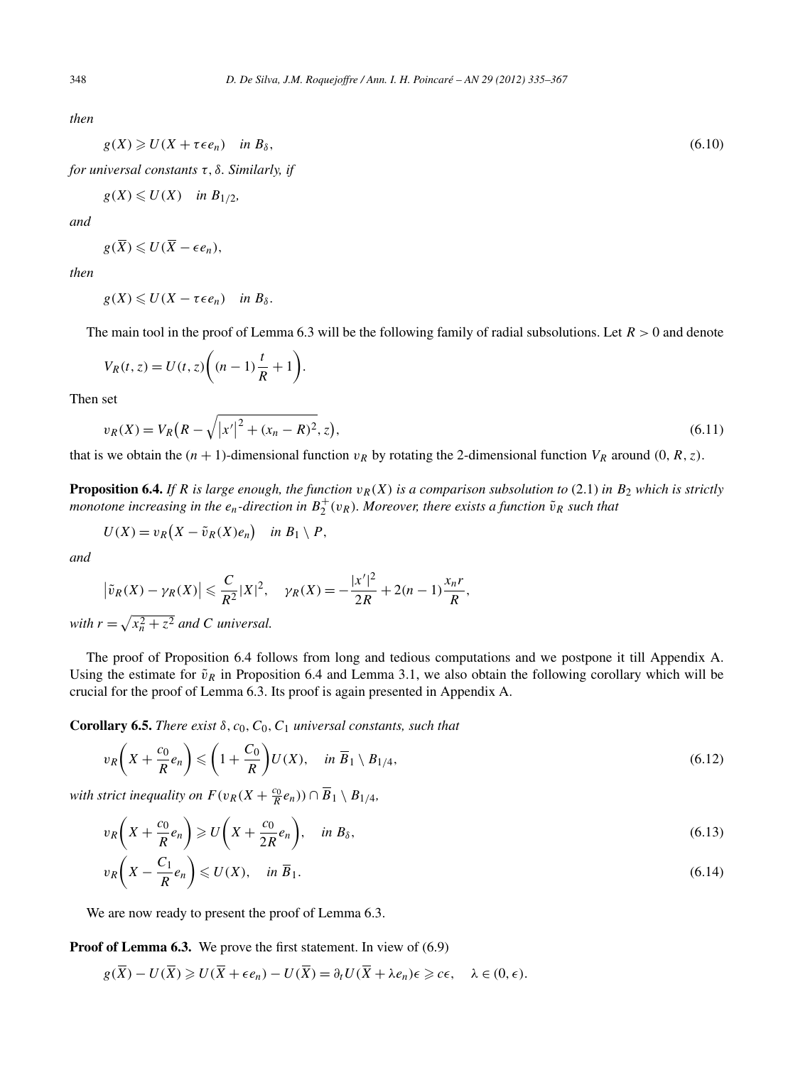*then*

$$g(X) \geqslant U(X + \tau\epsilon e_n) \quad \text{in } B_\delta, \tag{6.10}$$

*for universal constants* $\tau, \delta$. *Similarly, if*

$$g(X) \leqslant U(X) \quad \text{in } B_{1/2},$$

*and*

$$g(\overline{X}) \leqslant U(\overline{X} - \epsilon e_n),$$

*then*

$$g(X) \leqslant U(X - \tau\epsilon e_n) \quad \text{in } B_\delta.$$

The main tool in the proof of Lemma 6.3 will be the following family of radial subsolutions. Let $R > 0$ and denote

$$V_R(t,z) = U(t,z)\left((n-1)\frac{t}{R} + 1\right).$$

Then set

$$v_R(X) = V_R\left(R - \sqrt{\left|x'\right|^2 + (x_n - R)^2}, z\right), \tag{6.11}$$

that is we obtain the $(n+1)$-dimensional function $v_R$ by rotating the 2-dimensional function $V_R$ around $(0, R, z)$.

**Proposition 6.4.** *If $R$ is large enough, the function $v_R(X)$ is a comparison subsolution to* (2.1) *in $B_2$ which is strictly monotone increasing in the $e_n$-direction in $B_2^+(v_R)$. Moreover, there exists a function $\tilde{v}_R$ such that*

$$U(X) = v_R\left(X - \tilde{v}_R(X)e_n\right) \quad \text{in } B_1 \setminus P,$$

*and*

$$\left|\tilde{v}_R(X) - \gamma_R(X)\right| \leqslant \frac{C}{R^2}|X|^2, \quad \gamma_R(X) = -\frac{|x'|^2}{2R} + 2(n-1)\frac{x_n r}{R},$$

*with $r = \sqrt{x_n^2 + z^2}$ and $C$ universal.*

The proof of Proposition 6.4 follows from long and tedious computations and we postpone it till Appendix A. Using the estimate for $\tilde{v}_R$ in Proposition 6.4 and Lemma 3.1, we also obtain the following corollary which will be crucial for the proof of Lemma 6.3. Its proof is again presented in Appendix A.

**Corollary 6.5.** *There exist $\delta, c_0, C_0, C_1$ universal constants, such that*

$$v_R\left(X + \frac{c_0}{R}e_n\right) \leqslant \left(1 + \frac{C_0}{R}\right)U(X), \quad \text{in } \overline{B}_1 \setminus B_{1/4}, \tag{6.12}$$

*with strict inequality on $F(v_R(X + \frac{c_0}{R}e_n)) \cap \overline{B}_1 \setminus B_{1/4}$,*

$$v_R\left(X + \frac{c_0}{R}e_n\right) \geqslant U\left(X + \frac{c_0}{2R}e_n\right), \quad \text{in } B_\delta, \tag{6.13}$$

$$v_R\left(X - \frac{C_1}{R}e_n\right) \leqslant U(X), \quad \text{in } \overline{B}_1. \tag{6.14}$$

We are now ready to present the proof of Lemma 6.3.

**Proof of Lemma 6.3.** We prove the first statement. In view of (6.9)

$$g(\overline{X}) - U(\overline{X}) \geqslant U(\overline{X} + \epsilon e_n) - U(\overline{X}) = \partial_t U(\overline{X} + \lambda e_n)\epsilon \geqslant c\epsilon, \quad \lambda \in (0, \epsilon).$$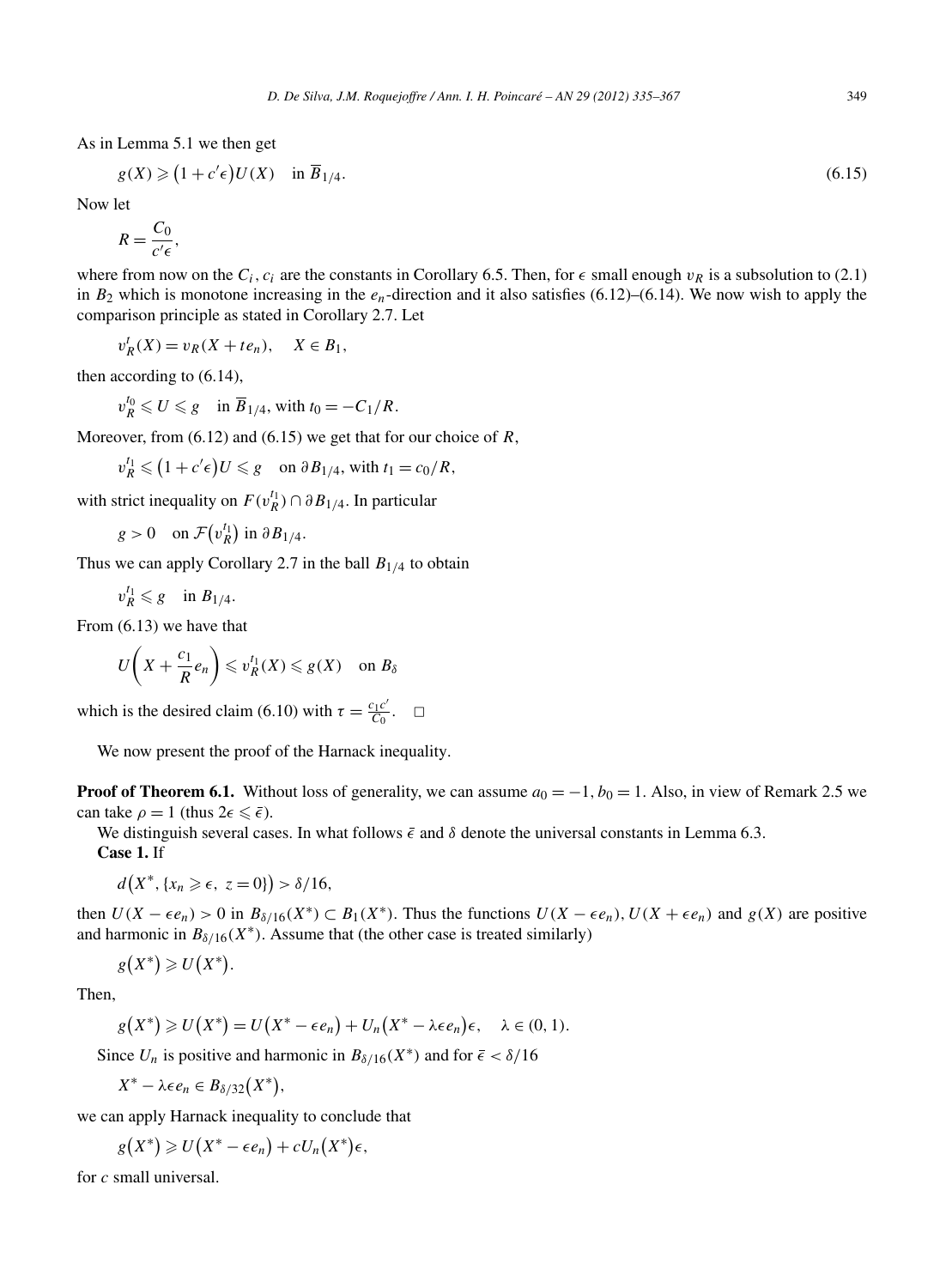As in Lemma 5.1 we then get

$$g(X) \geqslant \left(1 + c'\epsilon\right)U(X) \quad \text{in } \overline{B}_{1/4}. \tag{6.15}$$

Now let

$$R = \frac{C_0}{c'\epsilon},$$

where from now on the $C_i, c_i$ are the constants in Corollary 6.5. Then, for $\epsilon$ small enough $v_R$ is a subsolution to (2.1) in $B_2$ which is monotone increasing in the $e_n$-direction and it also satisfies (6.12)–(6.14). We now wish to apply the comparison principle as stated in Corollary 2.7. Let

$$v_R^t(X) = v_R(X + te_n), \quad X \in B_1,$$

then according to (6.14),

$$v_R^{t_0} \leqslant U \leqslant g \quad \text{in } \overline{B}_{1/4}, \text{ with } t_0 = -C_1/R.$$

Moreover, from (6.12) and (6.15) we get that for our choice of $R$,

$$v_R^{t_1} \leqslant \left(1 + c'\epsilon\right)U \leqslant g \quad \text{on } \partial B_{1/4}, \text{ with } t_1 = c_0/R,$$

with strict inequality on $F(v_R^{t_1}) \cap \partial B_{1/4}$. In particular

$$g > 0 \quad \text{on } \mathcal{F}\left(v_R^{t_1}\right) \text{ in } \partial B_{1/4}.$$

Thus we can apply Corollary 2.7 in the ball $B_{1/4}$ to obtain

$$v_R^{t_1} \leqslant g \quad \text{in } B_{1/4}.$$

From (6.13) we have that

$$U\left(X + \frac{c_1}{R}e_n\right) \leqslant v_R^{t_1}(X) \leqslant g(X) \quad \text{on } B_\delta$$

which is the desired claim (6.10) with $\tau = \frac{c_1 c'}{C_0}$. $\square$

We now present the proof of the Harnack inequality.

**Proof of Theorem 6.1.** Without loss of generality, we can assume $a_0 = -1, b_0 = 1$. Also, in view of Remark 2.5 we can take $\rho = 1$ (thus $2\epsilon \leqslant \bar{\epsilon}$).

We distinguish several cases. In what follows $\bar{\epsilon}$ and $\delta$ denote the universal constants in Lemma 6.3.

**Case 1.** If

$$d\left(X^*, \{x_n \geqslant \epsilon,\ z = 0\}\right) > \delta/16,$$

then $U(X - \epsilon e_n) > 0$ in $B_{\delta/16}(X^*) \subset B_1(X^*)$. Thus the functions $U(X - \epsilon e_n), U(X + \epsilon e_n)$ and $g(X)$ are positive and harmonic in $B_{\delta/16}(X^*)$. Assume that (the other case is treated similarly)

$$g\left(X^*\right) \geqslant U\left(X^*\right).$$

Then,

$$g\left(X^*\right) \geqslant U\left(X^*\right) = U\left(X^* - \epsilon e_n\right) + U_n\left(X^* - \lambda\epsilon e_n\right)\epsilon, \quad \lambda \in (0, 1).$$

Since $U_n$ is positive and harmonic in $B_{\delta/16}(X^*)$ and for $\bar{\epsilon} < \delta/16$

$$X^* - \lambda\epsilon e_n \in B_{\delta/32}\left(X^*\right),$$

we can apply Harnack inequality to conclude that

$$g\left(X^*\right) \geqslant U\left(X^* - \epsilon e_n\right) + cU_n\left(X^*\right)\epsilon,$$

for $c$ small universal.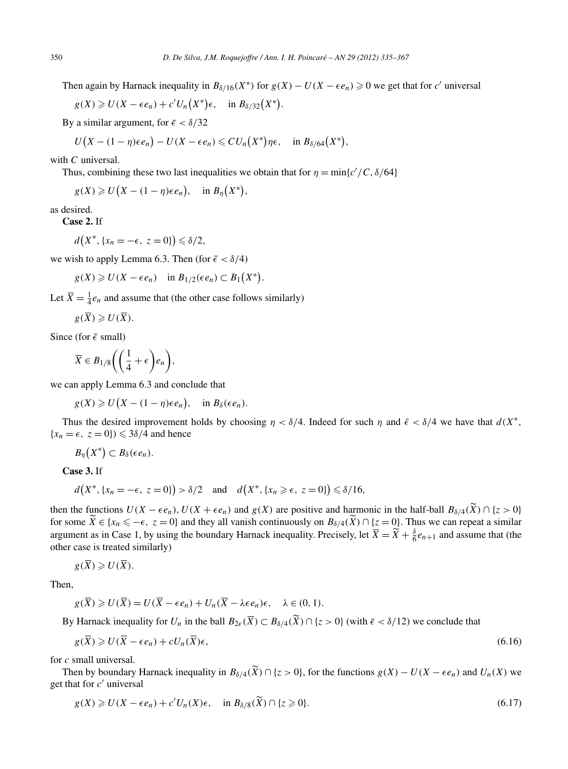Then again by Harnack inequality in $B_{\delta/16}(X^*)$ for $g(X) - U(X - \epsilon e_n) \geqslant 0$ we get that for $c'$ universal

$$g(X) \geqslant U(X - \epsilon e_n) + c' U_n\big(X^*\big)\epsilon, \quad \text{in } B_{\delta/32}\big(X^*\big).$$

By a similar argument, for $\bar{\epsilon} < \delta/32$

$$U\big(X - (1-\eta)\epsilon e_n\big) - U(X - \epsilon e_n) \leqslant C U_n\big(X^*\big)\eta\epsilon, \quad \text{in } B_{\delta/64}\big(X^*\big),$$

with $C$ universal.

Thus, combining these two last inequalities we obtain that for $\eta = \min\{c'/C, \delta/64\}$

$$g(X) \geqslant U\big(X - (1-\eta)\epsilon e_n\big), \quad \text{in } B_\eta\big(X^*\big),$$

as desired.

**Case 2.** If

$$d\big(X^*, \{x_n = -\epsilon,\ z = 0\}\big) \leqslant \delta/2,$$

we wish to apply Lemma 6.3. Then (for $\bar{\epsilon} < \delta/4$)

$$g(X) \geqslant U(X - \epsilon e_n) \quad \text{in } B_{1/2}(\epsilon e_n) \subset B_1\big(X^*\big).$$

Let $\overline{X} = \frac{1}{4} e_n$ and assume that (the other case follows similarly)

$$g(\overline{X}) \geqslant U(\overline{X}).$$

Since (for $\bar{\epsilon}$ small)

$$\overline{X} \in B_{1/8}\bigg(\bigg(\frac{1}{4} + \epsilon\bigg) e_n\bigg),$$

we can apply Lemma 6.3 and conclude that

$$g(X) \geqslant U\big(X - (1-\eta)\epsilon e_n\big), \quad \text{in } B_\delta(\epsilon e_n).$$

Thus the desired improvement holds by choosing $\eta < \delta/4$. Indeed for such $\eta$ and $\bar{\epsilon} < \delta/4$ we have that $d(X^*, \{x_n = \epsilon,\ z = 0\}) \leqslant 3\delta/4$ and hence

$$B_\eta\big(X^*\big) \subset B_\delta(\epsilon e_n).$$

**Case 3.** If

$$d\big(X^*, \{x_n = -\epsilon,\ z = 0\}\big) > \delta/2 \quad \text{and} \quad d\big(X^*, \{x_n \geqslant \epsilon,\ z = 0\}\big) \leqslant \delta/16,$$

then the functions $U(X - \epsilon e_n), U(X + \epsilon e_n)$ and $g(X)$ are positive and harmonic in the half-ball $B_{\delta/4}(\widetilde{X}) \cap \{z > 0\}$ for some $\widetilde{X} \in \{x_n \leqslant -\epsilon,\ z = 0\}$ and they all vanish continuously on $B_{\delta/4}(\widetilde{X}) \cap \{z = 0\}$. Thus we can repeat a similar argument as in Case 1, by using the boundary Harnack inequality. Precisely, let $\overline{X} = \widetilde{X} + \frac{\delta}{6} e_{n+1}$ and assume that (the other case is treated similarly)

$$g(\overline{X}) \geqslant U(\overline{X}).$$

Then,

$$g(\overline{X}) \geqslant U(\overline{X}) = U(\overline{X} - \epsilon e_n) + U_n(\overline{X} - \lambda\epsilon e_n)\epsilon, \quad \lambda \in (0,1).$$

By Harnack inequality for $U_n$ in the ball $B_{2\epsilon}(\overline{X}) \subset B_{\delta/4}(\widetilde{X}) \cap \{z > 0\}$ (with $\bar{\epsilon} < \delta/12$) we conclude that

$$g(\overline{X}) \geqslant U(\overline{X} - \epsilon e_n) + c U_n(\overline{X})\epsilon, \tag{6.16}$$

for $c$ small universal.

Then by boundary Harnack inequality in $B_{\delta/4}(\widetilde{X}) \cap \{z > 0\}$, for the functions $g(X) - U(X - \epsilon e_n)$ and $U_n(X)$ we get that for $c'$ universal

$$g(X) \geqslant U(X - \epsilon e_n) + c' U_n(X)\epsilon, \quad \text{in } B_{\delta/8}(\widetilde{X}) \cap \{z \geqslant 0\}. \tag{6.17}$$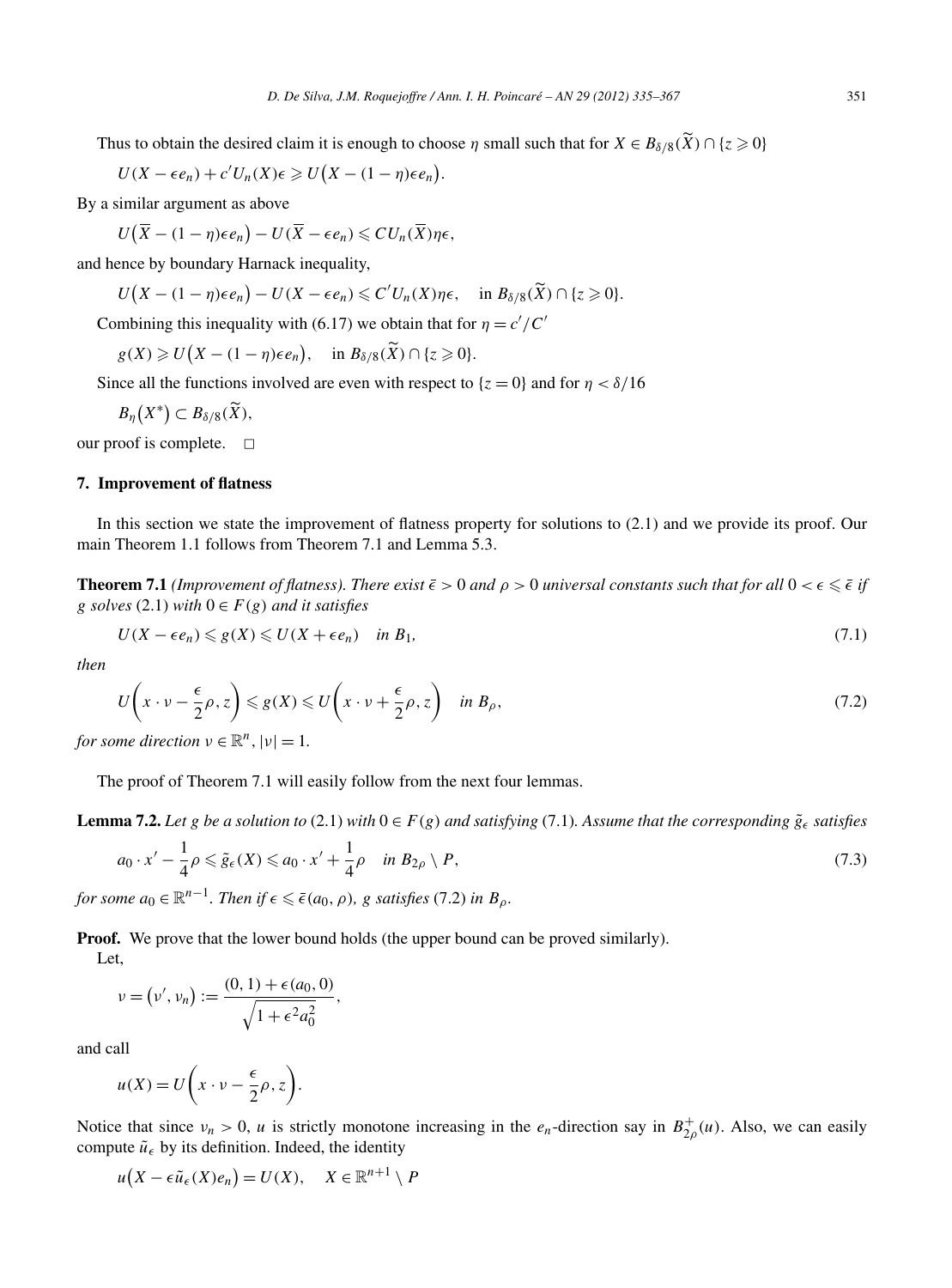Thus to obtain the desired claim it is enough to choose $\eta$ small such that for $X \in B_{\delta/8}(\widetilde{X}) \cap \{z \geqslant 0\}$

$$U(X - \epsilon e_n) + c' U_n(X)\epsilon \geqslant U\big(X - (1-\eta)\epsilon e_n\big).$$

By a similar argument as above

$$U\big(\overline{X} - (1-\eta)\epsilon e_n\big) - U(\overline{X} - \epsilon e_n) \leqslant C U_n(\overline{X})\eta\epsilon,$$

and hence by boundary Harnack inequality,

$$U\big(X - (1-\eta)\epsilon e_n\big) - U(X - \epsilon e_n) \leqslant C' U_n(X)\eta\epsilon, \quad \text{in } B_{\delta/8}(\widetilde{X}) \cap \{z \geqslant 0\}.$$

Combining this inequality with (6.17) we obtain that for $\eta = c'/C'$

$$g(X) \geqslant U\big(X - (1-\eta)\epsilon e_n\big), \quad \text{in } B_{\delta/8}(\widetilde{X}) \cap \{z \geqslant 0\}.$$

Since all the functions involved are even with respect to $\{z = 0\}$ and for $\eta < \delta/16$

$$B_\eta\big(X^*\big) \subset B_{\delta/8}(\widetilde{X}),$$

our proof is complete. □

## 7. Improvement of flatness

In this section we state the improvement of flatness property for solutions to (2.1) and we provide its proof. Our main Theorem 1.1 follows from Theorem 7.1 and Lemma 5.3.

**Theorem 7.1** *(Improvement of flatness). There exist $\bar{\epsilon} > 0$ and $\rho > 0$ universal constants such that for all $0 < \epsilon \leqslant \bar{\epsilon}$ if $g$ solves* (2.1) *with $0 \in F(g)$ and it satisfies*

$$U(X - \epsilon e_n) \leqslant g(X) \leqslant U(X + \epsilon e_n) \quad \text{in } B_1, \tag{7.1}$$

*then*

$$U\left(x \cdot \nu - \frac{\epsilon}{2}\rho, z\right) \leqslant g(X) \leqslant U\left(x \cdot \nu + \frac{\epsilon}{2}\rho, z\right) \quad \text{in } B_\rho, \tag{7.2}$$

*for some direction $\nu \in \mathbb{R}^n$, $|\nu| = 1$.*

The proof of Theorem 7.1 will easily follow from the next four lemmas.

**Lemma 7.2.** *Let $g$ be a solution to* (2.1) *with $0 \in F(g)$ and satisfying* (7.1). *Assume that the corresponding $\tilde{g}_\epsilon$ satisfies*

$$a_0 \cdot x' - \frac{1}{4}\rho \leqslant \tilde{g}_\epsilon(X) \leqslant a_0 \cdot x' + \frac{1}{4}\rho \quad \text{in } B_{2\rho} \setminus P, \tag{7.3}$$

*for some $a_0 \in \mathbb{R}^{n-1}$. Then if $\epsilon \leqslant \bar{\epsilon}(a_0, \rho)$, $g$ satisfies* (7.2) *in $B_\rho$.*

**Proof.** We prove that the lower bound holds (the upper bound can be proved similarly).

Let,

$$\nu = \big(\nu', \nu_n\big) := \frac{(0,1) + \epsilon(a_0, 0)}{\sqrt{1 + \epsilon^2 a_0^2}},$$

and call

$$u(X) = U\left(x \cdot \nu - \frac{\epsilon}{2}\rho, z\right).$$

Notice that since $\nu_n > 0$, $u$ is strictly monotone increasing in the $e_n$-direction say in $B^+_{2\rho}(u)$. Also, we can easily compute $\tilde{u}_\epsilon$ by its definition. Indeed, the identity

$$u\big(X - \epsilon \tilde{u}_\epsilon(X) e_n\big) = U(X), \quad X \in \mathbb{R}^{n+1} \setminus P$$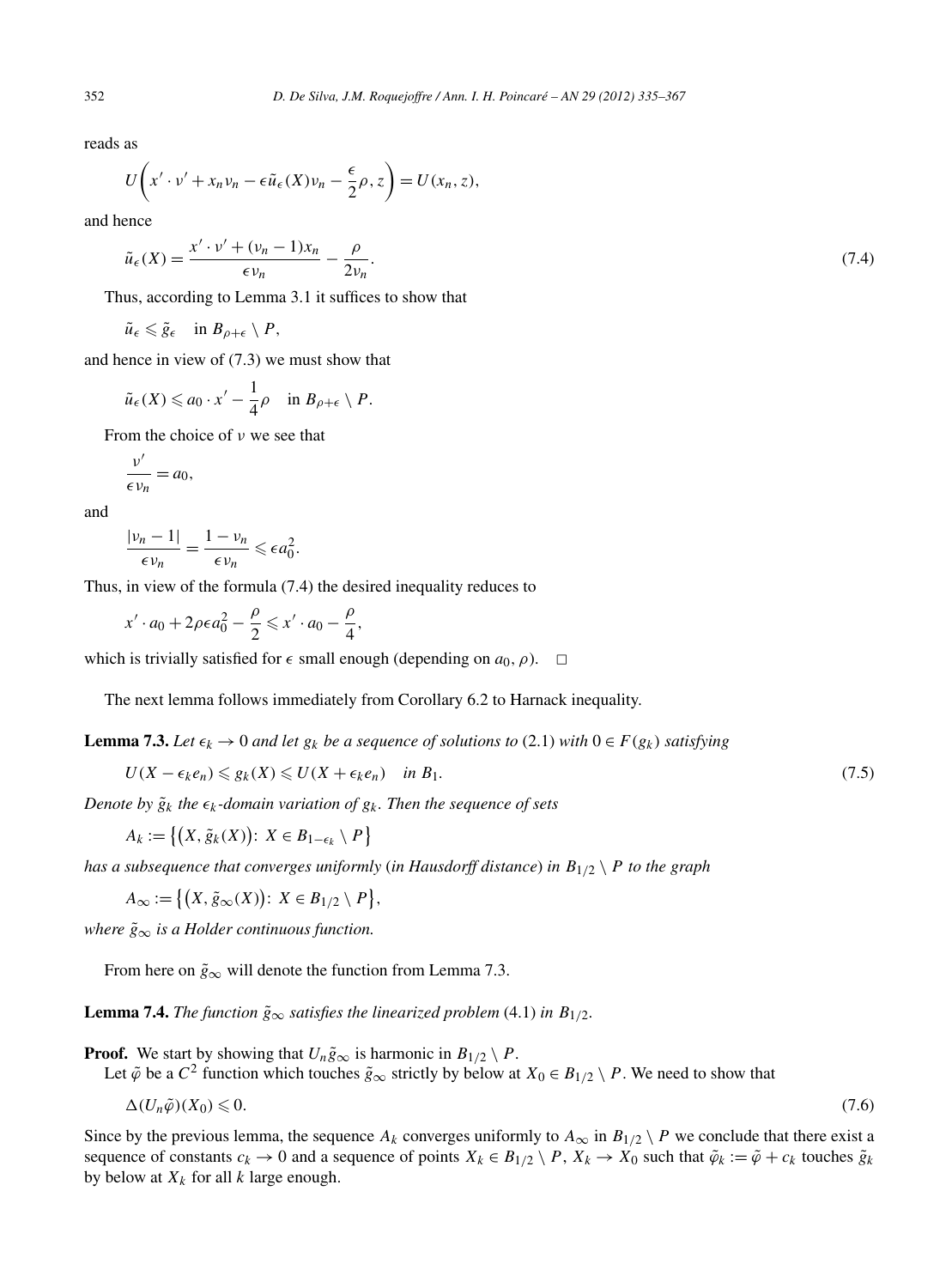reads as

$$U\left(x' \cdot \nu' + x_n \nu_n - \epsilon \tilde{u}_\epsilon(X)\nu_n - \frac{\epsilon}{2}\rho, z\right) = U(x_n, z),$$

and hence

$$\tilde{u}_\epsilon(X) = \frac{x' \cdot \nu' + (\nu_n - 1)x_n}{\epsilon \nu_n} - \frac{\rho}{2\nu_n}. \tag{7.4}$$

Thus, according to Lemma 3.1 it suffices to show that

$$\tilde{u}_\epsilon \leqslant \tilde{g}_\epsilon \quad \text{in } B_{\rho+\epsilon} \setminus P,$$

and hence in view of (7.3) we must show that

$$\tilde{u}_\epsilon(X) \leqslant a_0 \cdot x' - \frac{1}{4}\rho \quad \text{in } B_{\rho+\epsilon} \setminus P.$$

From the choice of $\nu$ we see that

$$\frac{\nu'}{\epsilon \nu_n} = a_0,$$

and

$$\frac{|\nu_n - 1|}{\epsilon \nu_n} = \frac{1 - \nu_n}{\epsilon \nu_n} \leqslant \epsilon a_0^2.$$

Thus, in view of the formula (7.4) the desired inequality reduces to

$$x' \cdot a_0 + 2\rho \epsilon a_0^2 - \frac{\rho}{2} \leqslant x' \cdot a_0 - \frac{\rho}{4},$$

which is trivially satisfied for $\epsilon$ small enough (depending on $a_0, \rho$). $\square$

The next lemma follows immediately from Corollary 6.2 to Harnack inequality.

**Lemma 7.3.** *Let $\epsilon_k \to 0$ and let $g_k$ be a sequence of solutions to* (2.1) *with $0 \in F(g_k)$ satisfying*

$$U(X - \epsilon_k e_n) \leqslant g_k(X) \leqslant U(X + \epsilon_k e_n) \quad \text{in } B_1. \tag{7.5}$$

*Denote by $\tilde{g}_k$ the $\epsilon_k$-domain variation of $g_k$. Then the sequence of sets*

$$A_k := \left\{\left(X, \tilde{g}_k(X)\right) \colon X \in B_{1-\epsilon_k} \setminus P\right\}$$

*has a subsequence that converges uniformly* (*in Hausdorff distance*) *in $B_{1/2} \setminus P$ to the graph*

$$A_\infty := \left\{\left(X, \tilde{g}_\infty(X)\right) \colon X \in B_{1/2} \setminus P\right\},$$

*where $\tilde{g}_\infty$ is a Holder continuous function.*

From here on $\tilde{g}_\infty$ will denote the function from Lemma 7.3.

**Lemma 7.4.** *The function $\tilde{g}_\infty$ satisfies the linearized problem* (4.1) *in $B_{1/2}$.*

**Proof.** We start by showing that $U_n \tilde{g}_\infty$ is harmonic in $B_{1/2} \setminus P$.

Let $\tilde{\varphi}$ be a $C^2$ function which touches $\tilde{g}_\infty$ strictly by below at $X_0 \in B_{1/2} \setminus P$. We need to show that

$$\Delta(U_n \tilde{\varphi})(X_0) \leqslant 0. \tag{7.6}$$

Since by the previous lemma, the sequence $A_k$ converges uniformly to $A_\infty$ in $B_{1/2} \setminus P$ we conclude that there exist a sequence of constants $c_k \to 0$ and a sequence of points $X_k \in B_{1/2} \setminus P$, $X_k \to X_0$ such that $\tilde{\varphi}_k := \tilde{\varphi} + c_k$ touches $\tilde{g}_k$ by below at $X_k$ for all $k$ large enough.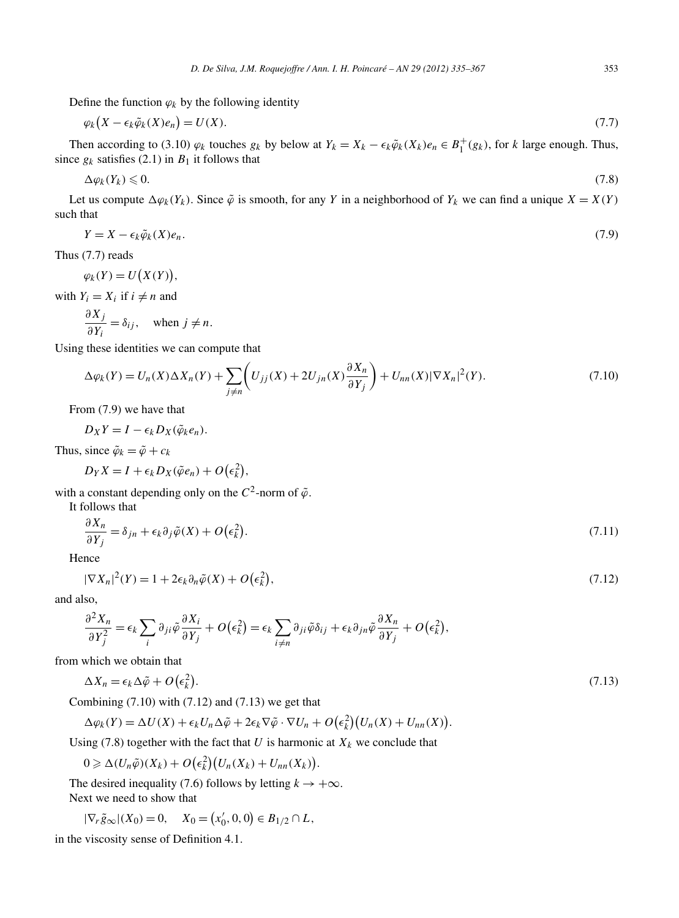Define the function $\varphi_k$ by the following identity

$$\varphi_k\big(X - \epsilon_k \tilde{\varphi}_k(X) e_n\big) = U(X). \tag{7.7}$$

Then according to (3.10) $\varphi_k$ touches $g_k$ by below at $Y_k = X_k - \epsilon_k \tilde{\varphi}_k(X_k) e_n \in B_1^+(g_k)$, for $k$ large enough. Thus, since $g_k$ satisfies (2.1) in $B_1$ it follows that

$$\Delta \varphi_k(Y_k) \leqslant 0. \tag{7.8}$$

Let us compute $\Delta \varphi_k(Y_k)$. Since $\tilde{\varphi}$ is smooth, for any $Y$ in a neighborhood of $Y_k$ we can find a unique $X = X(Y)$ such that

$$Y = X - \epsilon_k \tilde{\varphi}_k(X) e_n. \tag{7.9}$$

Thus (7.7) reads

$$\varphi_k(Y) = U\big(X(Y)\big),$$

with $Y_i = X_i$ if $i \neq n$ and

$$\frac{\partial X_j}{\partial Y_i} = \delta_{ij}, \quad \text{when } j \neq n.$$

Using these identities we can compute that

$$\Delta \varphi_k(Y) = U_n(X) \Delta X_n(Y) + \sum_{j \neq n} \left( U_{jj}(X) + 2U_{jn}(X) \frac{\partial X_n}{\partial Y_j} \right) + U_{nn}(X) |\nabla X_n|^2(Y). \tag{7.10}$$

From (7.9) we have that

$$D_X Y = I - \epsilon_k D_X(\tilde{\varphi}_k e_n).$$

Thus, since $\tilde{\varphi}_k = \tilde{\varphi} + c_k$

$$D_Y X = I + \epsilon_k D_X(\tilde{\varphi} e_n) + O\big(\epsilon_k^2\big),$$

with a constant depending only on the $C^2$-norm of $\tilde{\varphi}$.

It follows that

$$\frac{\partial X_n}{\partial Y_j} = \delta_{jn} + \epsilon_k \partial_j \tilde{\varphi}(X) + O\big(\epsilon_k^2\big). \tag{7.11}$$

Hence

$$|\nabla X_n|^2(Y) = 1 + 2\epsilon_k \partial_n \tilde{\varphi}(X) + O\big(\epsilon_k^2\big), \tag{7.12}$$

and also,

$$\frac{\partial^2 X_n}{\partial Y_j^2} = \epsilon_k \sum_i \partial_{ji} \tilde{\varphi} \frac{\partial X_i}{\partial Y_j} + O\big(\epsilon_k^2\big) = \epsilon_k \sum_{i \neq n} \partial_{ji} \tilde{\varphi} \delta_{ij} + \epsilon_k \partial_{jn} \tilde{\varphi} \frac{\partial X_n}{\partial Y_j} + O\big(\epsilon_k^2\big),$$

from which we obtain that

$$\Delta X_n = \epsilon_k \Delta \tilde{\varphi} + O\big(\epsilon_k^2\big). \tag{7.13}$$

Combining (7.10) with (7.12) and (7.13) we get that

$$\Delta \varphi_k(Y) = \Delta U(X) + \epsilon_k U_n \Delta \tilde{\varphi} + 2\epsilon_k \nabla \tilde{\varphi} \cdot \nabla U_n + O\big(\epsilon_k^2\big)\big(U_n(X) + U_{nn}(X)\big).$$

Using (7.8) together with the fact that $U$ is harmonic at $X_k$ we conclude that

$$0 \geqslant \Delta(U_n \tilde{\varphi})(X_k) + O\big(\epsilon_k^2\big)\big(U_n(X_k) + U_{nn}(X_k)\big).$$

The desired inequality (7.6) follows by letting $k \to +\infty$.

Next we need to show that

$$|\nabla_r \tilde{g}_\infty|(X_0) = 0, \quad X_0 = \big(x_0', 0, 0\big) \in B_{1/2} \cap L,$$

in the viscosity sense of Definition 4.1.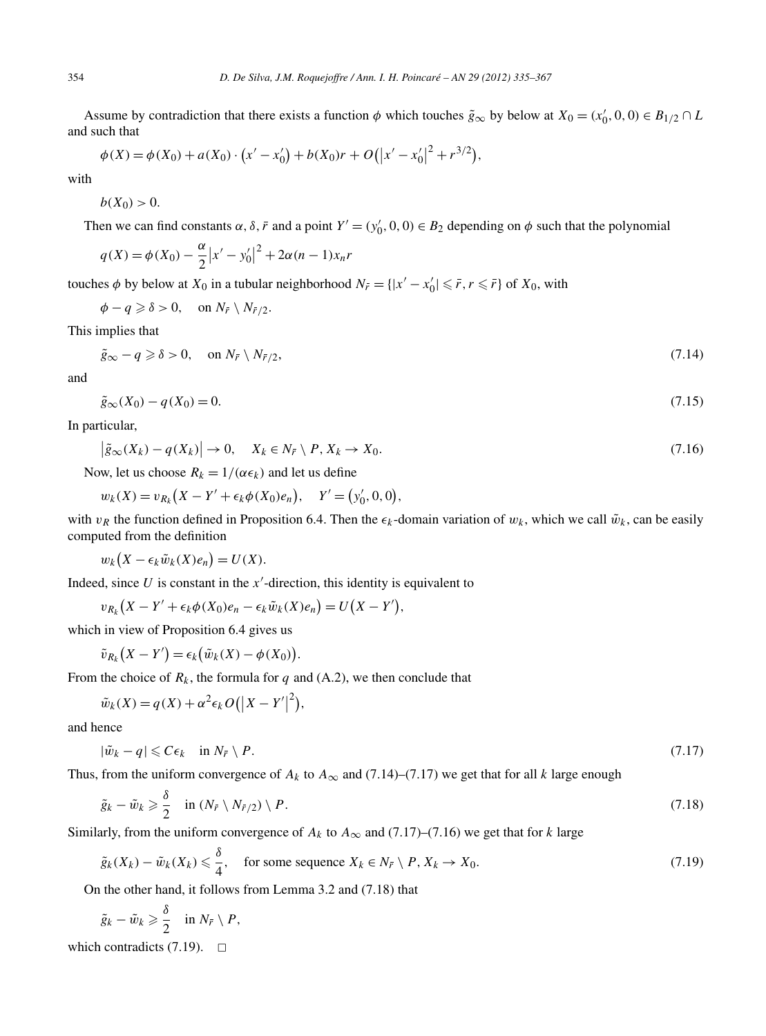Assume by contradiction that there exists a function $\phi$ which touches $\tilde{g}_\infty$ by below at $X_0 = (x_0', 0, 0) \in B_{1/2} \cap L$ and such that

$$\phi(X) = \phi(X_0) + a(X_0) \cdot (x' - x_0') + b(X_0)r + O(|x' - x_0'|^2 + r^{3/2}),$$

with

$$b(X_0) > 0.$$

Then we can find constants $\alpha, \delta, \bar{r}$ and a point $Y' = (y_0', 0, 0) \in B_2$ depending on $\phi$ such that the polynomial

$$q(X) = \phi(X_0) - \frac{\alpha}{2}|x' - y_0'|^2 + 2\alpha(n-1)x_n r$$

touches $\phi$ by below at $X_0$ in a tubular neighborhood $N_{\bar{r}} = \{|x' - x_0'| \leqslant \bar{r}, r \leqslant \bar{r}\}$ of $X_0$, with

$$\phi - q \geqslant \delta > 0, \quad \text{on } N_{\bar{r}} \setminus N_{\bar{r}/2}.$$

This implies that

$$\tilde{g}_\infty - q \geqslant \delta > 0, \quad \text{on } N_{\bar{r}} \setminus N_{\bar{r}/2}, \tag{7.14}$$

and

$$\tilde{g}_\infty(X_0) - q(X_0) = 0. \tag{7.15}$$

In particular,

$$|\tilde{g}_\infty(X_k) - q(X_k)| \to 0, \quad X_k \in N_{\bar{r}} \setminus P, X_k \to X_0. \tag{7.16}$$

Now, let us choose $R_k = 1/(\alpha\epsilon_k)$ and let us define

$$w_k(X) = v_{R_k}(X - Y' + \epsilon_k \phi(X_0)e_n), \quad Y' = (y_0', 0, 0),$$

with $v_R$ the function defined in Proposition 6.4. Then the $\epsilon_k$-domain variation of $w_k$, which we call $\tilde{w}_k$, can be easily computed from the definition

$$w_k(X - \epsilon_k \tilde{w}_k(X)e_n) = U(X).$$

Indeed, since $U$ is constant in the $x'$-direction, this identity is equivalent to

$$v_{R_k}(X - Y' + \epsilon_k \phi(X_0)e_n - \epsilon_k \tilde{w}_k(X)e_n) = U(X - Y'),$$

which in view of Proposition 6.4 gives us

$$\tilde{v}_{R_k}(X - Y') = \epsilon_k(\tilde{w}_k(X) - \phi(X_0)).$$

From the choice of $R_k$, the formula for $q$ and (A.2), we then conclude that

$$\tilde{w}_k(X) = q(X) + \alpha^2 \epsilon_k O(|X - Y'|^2),$$

and hence

$$|\tilde{w}_k - q| \leqslant C\epsilon_k \quad \text{in } N_{\bar{r}} \setminus P. \tag{7.17}$$

Thus, from the uniform convergence of $A_k$ to $A_\infty$ and (7.14)–(7.17) we get that for all $k$ large enough

$$\tilde{g}_k - \tilde{w}_k \geqslant \frac{\delta}{2} \quad \text{in } (N_{\bar{r}} \setminus N_{\bar{r}/2}) \setminus P. \tag{7.18}$$

Similarly, from the uniform convergence of $A_k$ to $A_\infty$ and (7.17)–(7.16) we get that for $k$ large

$$\tilde{g}_k(X_k) - \tilde{w}_k(X_k) \leqslant \frac{\delta}{4}, \quad \text{for some sequence } X_k \in N_{\bar{r}} \setminus P, X_k \to X_0. \tag{7.19}$$

On the other hand, it follows from Lemma 3.2 and (7.18) that

$$\tilde{g}_k - \tilde{w}_k \geqslant \frac{\delta}{2} \quad \text{in } N_{\bar{r}} \setminus P,$$

which contradicts (7.19). $\square$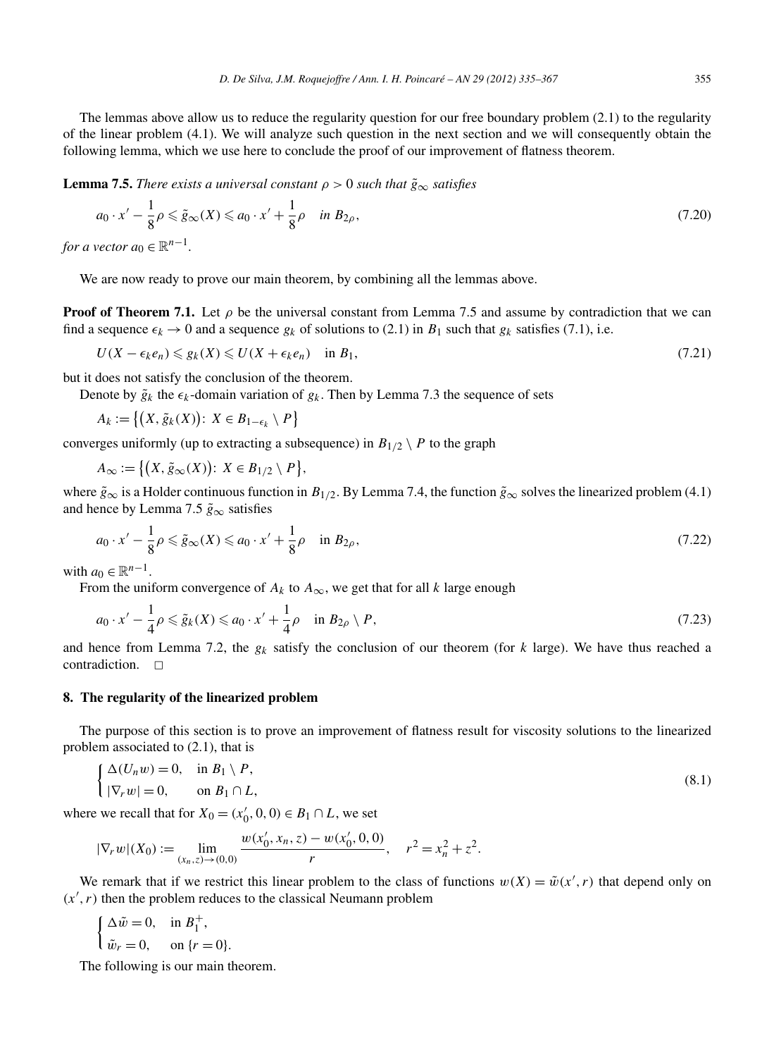The lemmas above allow us to reduce the regularity question for our free boundary problem (2.1) to the regularity of the linear problem (4.1). We will analyze such question in the next section and we will consequently obtain the following lemma, which we use here to conclude the proof of our improvement of flatness theorem.

**Lemma 7.5.** *There exists a universal constant $\rho > 0$ such that $\tilde{g}_\infty$ satisfies*

$$a_0 \cdot x' - \frac{1}{8}\rho \leqslant \tilde{g}_\infty(X) \leqslant a_0 \cdot x' + \frac{1}{8}\rho \quad \text{in } B_{2\rho}, \tag{7.20}$$

*for a vector $a_0 \in \mathbb{R}^{n-1}$.*

We are now ready to prove our main theorem, by combining all the lemmas above.

**Proof of Theorem 7.1.** Let $\rho$ be the universal constant from Lemma 7.5 and assume by contradiction that we can find a sequence $\epsilon_k \to 0$ and a sequence $g_k$ of solutions to (2.1) in $B_1$ such that $g_k$ satisfies (7.1), i.e.

$$U(X - \epsilon_k e_n) \leqslant g_k(X) \leqslant U(X + \epsilon_k e_n) \quad \text{in } B_1, \tag{7.21}$$

but it does not satisfy the conclusion of the theorem.

Denote by $\tilde{g}_k$ the $\epsilon_k$-domain variation of $g_k$. Then by Lemma 7.3 the sequence of sets

$$A_k := \{(X, \tilde{g}_k(X)):\ X \in B_{1-\epsilon_k} \setminus P\}$$

converges uniformly (up to extracting a subsequence) in $B_{1/2} \setminus P$ to the graph

$$A_\infty := \{(X, \tilde{g}_\infty(X)):\ X \in B_{1/2} \setminus P\},$$

where $\tilde{g}_\infty$ is a Holder continuous function in $B_{1/2}$. By Lemma 7.4, the function $\tilde{g}_\infty$ solves the linearized problem (4.1) and hence by Lemma 7.5 $\tilde{g}_\infty$ satisfies

$$a_0 \cdot x' - \frac{1}{8}\rho \leqslant \tilde{g}_\infty(X) \leqslant a_0 \cdot x' + \frac{1}{8}\rho \quad \text{in } B_{2\rho}, \tag{7.22}$$

with $a_0 \in \mathbb{R}^{n-1}$.

From the uniform convergence of $A_k$ to $A_\infty$, we get that for all $k$ large enough

$$a_0 \cdot x' - \frac{1}{4}\rho \leqslant \tilde{g}_k(X) \leqslant a_0 \cdot x' + \frac{1}{4}\rho \quad \text{in } B_{2\rho} \setminus P, \tag{7.23}$$

and hence from Lemma 7.2, the $g_k$ satisfy the conclusion of our theorem (for $k$ large). We have thus reached a contradiction. $\square$

## 8. The regularity of the linearized problem

The purpose of this section is to prove an improvement of flatness result for viscosity solutions to the linearized problem associated to (2.1), that is

$$\begin{cases} \Delta(U_n w) = 0, & \text{in } B_1 \setminus P, \\ |\nabla_r w| = 0, & \text{on } B_1 \cap L, \end{cases} \tag{8.1}$$

where we recall that for $X_0 = (x_0', 0, 0) \in B_1 \cap L$, we set

$$|\nabla_r w|(X_0) := \lim_{(x_n,z)\to(0,0)} \frac{w(x_0', x_n, z) - w(x_0', 0, 0)}{r}, \quad r^2 = x_n^2 + z^2.$$

We remark that if we restrict this linear problem to the class of functions $w(X) = \tilde{w}(x', r)$ that depend only on $(x', r)$ then the problem reduces to the classical Neumann problem

$$\begin{cases} \Delta \tilde{w} = 0, & \text{in } B_1^+, \\ \tilde{w}_r = 0, & \text{on } \{r = 0\}. \end{cases}$$

The following is our main theorem.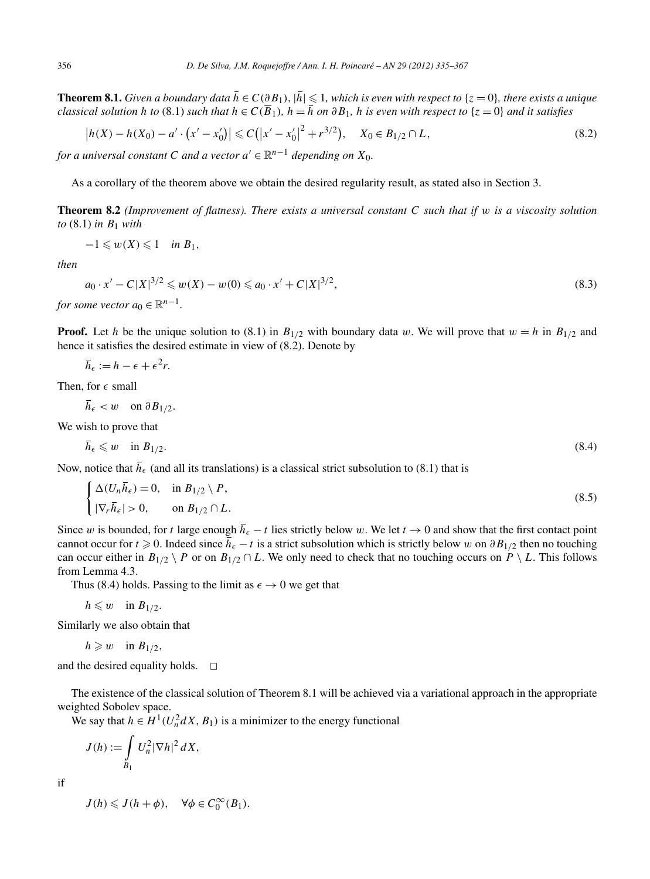**Theorem 8.1.** *Given a boundary data $\bar{h} \in C(\partial B_1)$, $|\bar{h}| \leqslant 1$, which is even with respect to $\{z = 0\}$, there exists a unique classical solution $h$ to* (8.1) *such that $h \in C(\overline{B}_1)$, $h = \bar{h}$ on $\partial B_1$, $h$ is even with respect to $\{z = 0\}$ and it satisfies*

$$\big|h(X) - h(X_0) - a' \cdot \big(x' - x_0'\big)\big| \leqslant C\big(\big|x' - x_0'\big|^2 + r^{3/2}\big), \quad X_0 \in B_{1/2} \cap L, \tag{8.2}$$

*for a universal constant $C$ and a vector $a' \in \mathbb{R}^{n-1}$ depending on $X_0$.*

As a corollary of the theorem above we obtain the desired regularity result, as stated also in Section 3.

**Theorem 8.2** *(Improvement of flatness). There exists a universal constant $C$ such that if $w$ is a viscosity solution to* (8.1) *in $B_1$ with*

$$-1 \leqslant w(X) \leqslant 1 \quad \text{in } B_1,$$

*then*

$$a_0 \cdot x' - C|X|^{3/2} \leqslant w(X) - w(0) \leqslant a_0 \cdot x' + C|X|^{3/2}, \tag{8.3}$$

*for some vector $a_0 \in \mathbb{R}^{n-1}$.*

**Proof.** Let $h$ be the unique solution to (8.1) in $B_{1/2}$ with boundary data $w$. We will prove that $w = h$ in $B_{1/2}$ and hence it satisfies the desired estimate in view of (8.2). Denote by

$$\bar{h}_\epsilon := h - \epsilon + \epsilon^2 r.$$

Then, for $\epsilon$ small

$$\bar{h}_\epsilon < w \quad \text{on } \partial B_{1/2}.$$

We wish to prove that

$$\bar{h}_\epsilon \leqslant w \quad \text{in } B_{1/2}. \tag{8.4}$$

Now, notice that $\bar{h}_\epsilon$ (and all its translations) is a classical strict subsolution to (8.1) that is

$$\begin{cases} \Delta(U_n \bar{h}_\epsilon) = 0, & \text{in } B_{1/2} \setminus P, \\ |\nabla_r \bar{h}_\epsilon| > 0, & \text{on } B_{1/2} \cap L. \end{cases} \tag{8.5}$$

Since $w$ is bounded, for $t$ large enough $\bar{h}_\epsilon - t$ lies strictly below $w$. We let $t \to 0$ and show that the first contact point cannot occur for $t \geqslant 0$. Indeed since $\bar{h}_\epsilon - t$ is a strict subsolution which is strictly below $w$ on $\partial B_{1/2}$ then no touching can occur either in $B_{1/2} \setminus P$ or on $B_{1/2} \cap L$. We only need to check that no touching occurs on $P \setminus L$. This follows from Lemma 4.3.

Thus (8.4) holds. Passing to the limit as $\epsilon \to 0$ we get that

$$h \leqslant w \quad \text{in } B_{1/2}.$$

Similarly we also obtain that

$$h \geqslant w \quad \text{in } B_{1/2},$$

and the desired equality holds. $\square$

The existence of the classical solution of Theorem 8.1 will be achieved via a variational approach in the appropriate weighted Sobolev space.

We say that $h \in H^1(U_n^2 dX, B_1)$ is a minimizer to the energy functional

$$J(h) := \int_{B_1} U_n^2 |\nabla h|^2 \, dX,$$

if

$$J(h) \leqslant J(h + \phi), \quad \forall \phi \in C_0^\infty(B_1).$$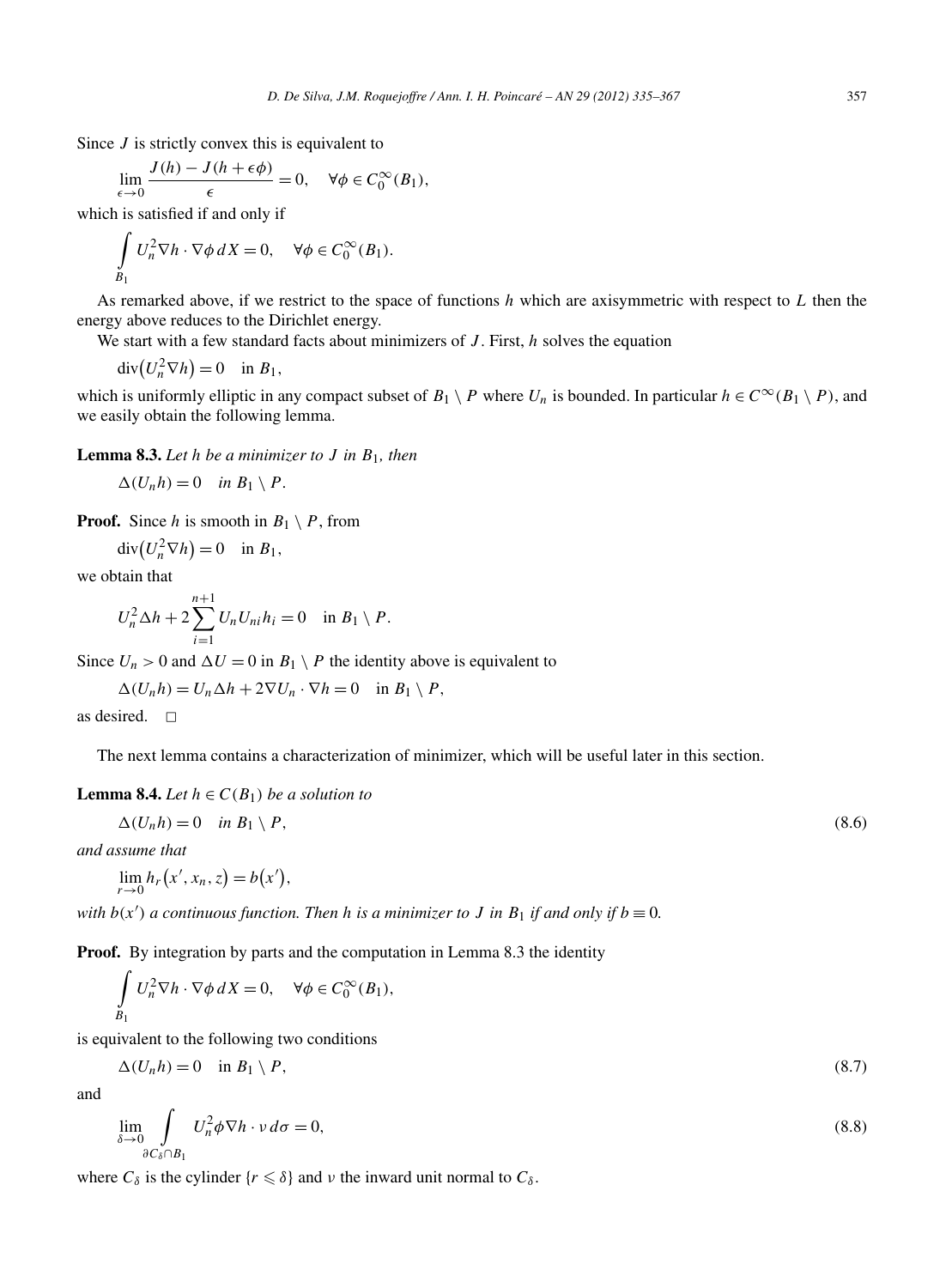Since $J$ is strictly convex this is equivalent to

$$\lim_{\epsilon \to 0} \frac{J(h) - J(h + \epsilon\phi)}{\epsilon} = 0, \quad \forall \phi \in C_0^\infty(B_1),$$

which is satisfied if and only if

$$\int_{B_1} U_n^2 \nabla h \cdot \nabla \phi \, dX = 0, \quad \forall \phi \in C_0^\infty(B_1).$$

As remarked above, if we restrict to the space of functions $h$ which are axisymmetric with respect to $L$ then the energy above reduces to the Dirichlet energy.

We start with a few standard facts about minimizers of $J$. First, $h$ solves the equation

$$\operatorname{div}(U_n^2 \nabla h) = 0 \quad \text{in } B_1,$$

which is uniformly elliptic in any compact subset of $B_1 \setminus P$ where $U_n$ is bounded. In particular $h \in C^\infty(B_1 \setminus P)$, and we easily obtain the following lemma.

**Lemma 8.3.** *Let $h$ be a minimizer to $J$ in $B_1$, then*

$$\Delta(U_n h) = 0 \quad \text{in } B_1 \setminus P.$$

**Proof.** Since $h$ is smooth in $B_1 \setminus P$, from

$$\operatorname{div}(U_n^2 \nabla h) = 0 \quad \text{in } B_1,$$

we obtain that

$$U_n^2 \Delta h + 2 \sum_{i=1}^{n+1} U_n U_{ni} h_i = 0 \quad \text{in } B_1 \setminus P.$$

Since $U_n > 0$ and $\Delta U = 0$ in $B_1 \setminus P$ the identity above is equivalent to

$$\Delta(U_n h) = U_n \Delta h + 2 \nabla U_n \cdot \nabla h = 0 \quad \text{in } B_1 \setminus P,$$

as desired. $\square$

The next lemma contains a characterization of minimizer, which will be useful later in this section.

**Lemma 8.4.** *Let $h \in C(B_1)$ be a solution to*

$$\Delta(U_n h) = 0 \quad \text{in } B_1 \setminus P, \tag{8.6}$$

*and assume that*

$$\lim_{r \to 0} h_r(x', x_n, z) = b(x'),$$

*with $b(x')$ a continuous function. Then $h$ is a minimizer to $J$ in $B_1$ if and only if $b \equiv 0$.*

**Proof.** By integration by parts and the computation in Lemma 8.3 the identity

$$\int_{B_1} U_n^2 \nabla h \cdot \nabla \phi \, dX = 0, \quad \forall \phi \in C_0^\infty(B_1),$$

is equivalent to the following two conditions

$$\Delta(U_n h) = 0 \quad \text{in } B_1 \setminus P, \tag{8.7}$$

and

$$\lim_{\delta \to 0} \int_{\partial C_\delta \cap B_1} U_n^2 \phi \nabla h \cdot \nu \, d\sigma = 0, \tag{8.8}$$

where $C_\delta$ is the cylinder $\{r \leqslant \delta\}$ and $\nu$ the inward unit normal to $C_\delta$.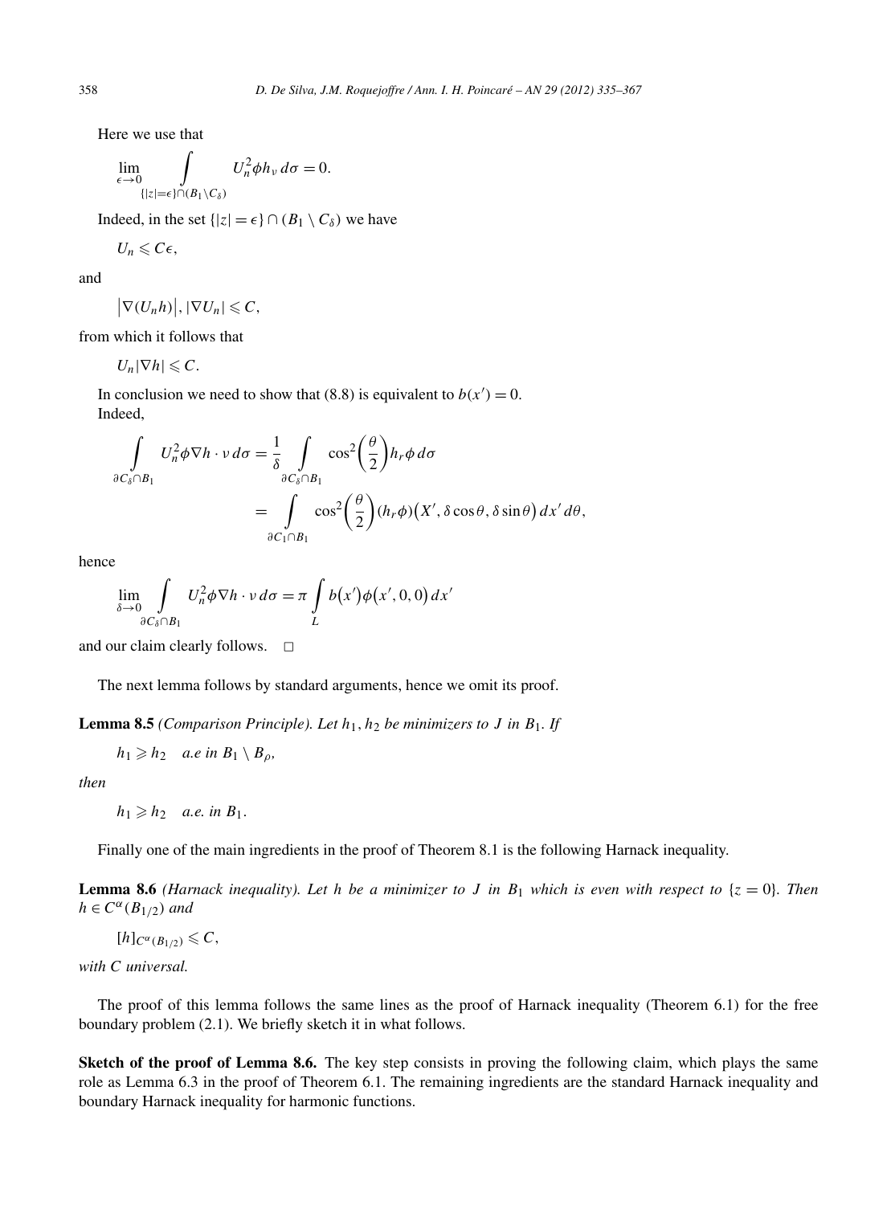Here we use that

$$\lim_{\epsilon \to 0} \int\limits_{\{|z|=\epsilon\} \cap (B_1 \setminus C_\delta)} U_n^2 \phi h_\nu \, d\sigma = 0.$$

Indeed, in the set $\{|z| = \epsilon\} \cap (B_1 \setminus C_\delta)$ we have

$$U_n \leqslant C\epsilon,$$

and

$$\left|\nabla(U_n h)\right|, |\nabla U_n| \leqslant C,$$

from which it follows that

$$U_n |\nabla h| \leqslant C.$$

In conclusion we need to show that (8.8) is equivalent to $b(x') = 0$.

Indeed,

$$\int\limits_{\partial C_\delta \cap B_1} U_n^2 \phi \nabla h \cdot \nu \, d\sigma = \frac{1}{\delta} \int\limits_{\partial C_\delta \cap B_1} \cos^2\left(\frac{\theta}{2}\right) h_r \phi \, d\sigma$$

$$= \int\limits_{\partial C_1 \cap B_1} \cos^2\left(\frac{\theta}{2}\right) (h_r \phi)\left(X', \delta \cos\theta, \delta \sin\theta\right) dx' \, d\theta,$$

hence

$$\lim_{\delta \to 0} \int\limits_{\partial C_\delta \cap B_1} U_n^2 \phi \nabla h \cdot \nu \, d\sigma = \pi \int\limits_L b\left(x'\right) \phi\left(x', 0, 0\right) dx'$$

and our claim clearly follows. $\square$

The next lemma follows by standard arguments, hence we omit its proof.

**Lemma 8.5** *(Comparison Principle). Let $h_1, h_2$ be minimizers to $J$ in $B_1$. If*

$$h_1 \geqslant h_2 \quad \text{a.e in } B_1 \setminus B_\rho,$$

*then*

$$h_1 \geqslant h_2 \quad \text{a.e. in } B_1.$$

Finally one of the main ingredients in the proof of Theorem 8.1 is the following Harnack inequality.

**Lemma 8.6** *(Harnack inequality). Let $h$ be a minimizer to $J$ in $B_1$ which is even with respect to $\{z = 0\}$. Then $h \in C^\alpha(B_{1/2})$ and*

$$[h]_{C^\alpha(B_{1/2})} \leqslant C,$$

*with $C$ universal.*

The proof of this lemma follows the same lines as the proof of Harnack inequality (Theorem 6.1) for the free boundary problem (2.1). We briefly sketch it in what follows.

**Sketch of the proof of Lemma 8.6.** The key step consists in proving the following claim, which plays the same role as Lemma 6.3 in the proof of Theorem 6.1. The remaining ingredients are the standard Harnack inequality and boundary Harnack inequality for harmonic functions.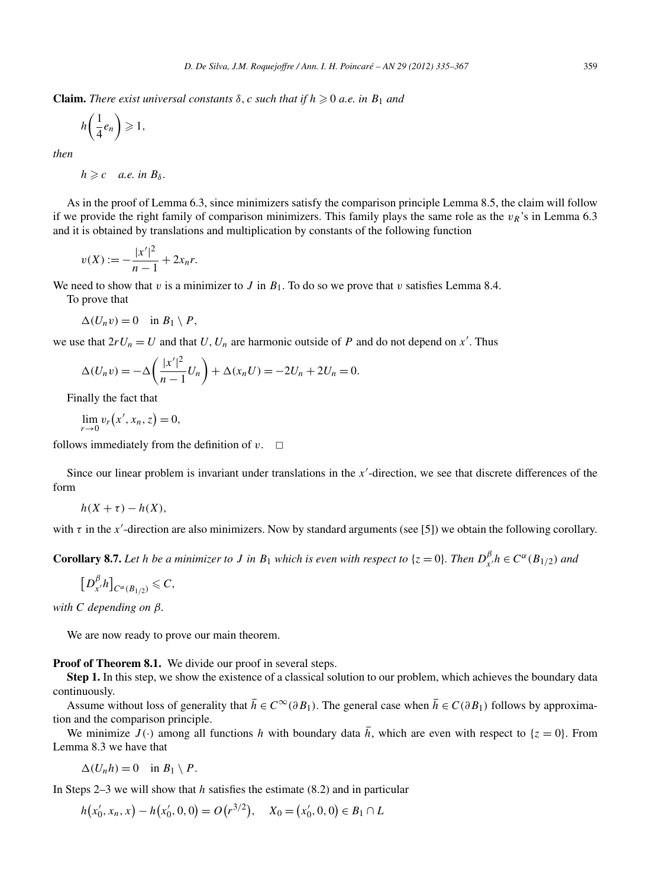**Claim.** *There exist universal constants $\delta$, $c$ such that if $h \geqslant 0$ a.e. in $B_1$ and*

$$h\left(\frac{1}{4}e_n\right) \geqslant 1,$$

*then*

$$h \geqslant c \quad \text{a.e. in } B_\delta.$$

As in the proof of Lemma 6.3, since minimizers satisfy the comparison principle Lemma 8.5, the claim will follow if we provide the right family of comparison minimizers. This family plays the same role as the $v_R$'s in Lemma 6.3 and it is obtained by translations and multiplication by constants of the following function

$$v(X) := -\frac{|x'|^2}{n-1} + 2x_n r.$$

We need to show that $v$ is a minimizer to $J$ in $B_1$. To do so we prove that $v$ satisfies Lemma 8.4.

To prove that

$$\Delta(U_n v) = 0 \quad \text{in } B_1 \setminus P,$$

we use that $2rU_n = U$ and that $U$, $U_n$ are harmonic outside of $P$ and do not depend on $x'$. Thus

$$\Delta(U_n v) = -\Delta\left(\frac{|x'|^2}{n-1}U_n\right) + \Delta(x_n U) = -2U_n + 2U_n = 0.$$

Finally the fact that

$$\lim_{r \to 0} v_r\left(x', x_n, z\right) = 0,$$

follows immediately from the definition of $v$. $\square$

Since our linear problem is invariant under translations in the $x'$-direction, we see that discrete differences of the form

$$h(X+\tau) - h(X),$$

with $\tau$ in the $x'$-direction are also minimizers. Now by standard arguments (see [5]) we obtain the following corollary.

**Corollary 8.7.** *Let $h$ be a minimizer to $J$ in $B_1$ which is even with respect to $\{z = 0\}$. Then $D^{\beta}_{x'} h \in C^{\alpha}(B_{1/2})$ and*

$$\left[D^{\beta}_{x'} h\right]_{C^{\alpha}(B_{1/2})} \leqslant C,$$

*with $C$ depending on $\beta$.*

We are now ready to prove our main theorem.

**Proof of Theorem 8.1.** We divide our proof in several steps.

**Step 1.** In this step, we show the existence of a classical solution to our problem, which achieves the boundary data continuously.

Assume without loss of generality that $\bar{h} \in C^{\infty}(\partial B_1)$. The general case when $\bar{h} \in C(\partial B_1)$ follows by approximation and the comparison principle.

We minimize $J(\cdot)$ among all functions $h$ with boundary data $\bar{h}$, which are even with respect to $\{z = 0\}$. From Lemma 8.3 we have that

$$\Delta(U_n h) = 0 \quad \text{in } B_1 \setminus P.$$

In Steps 2–3 we will show that $h$ satisfies the estimate (8.2) and in particular

$$h\left(x'_0, x_n, x\right) - h\left(x'_0, 0, 0\right) = O\left(r^{3/2}\right), \quad X_0 = \left(x'_0, 0, 0\right) \in B_1 \cap L$$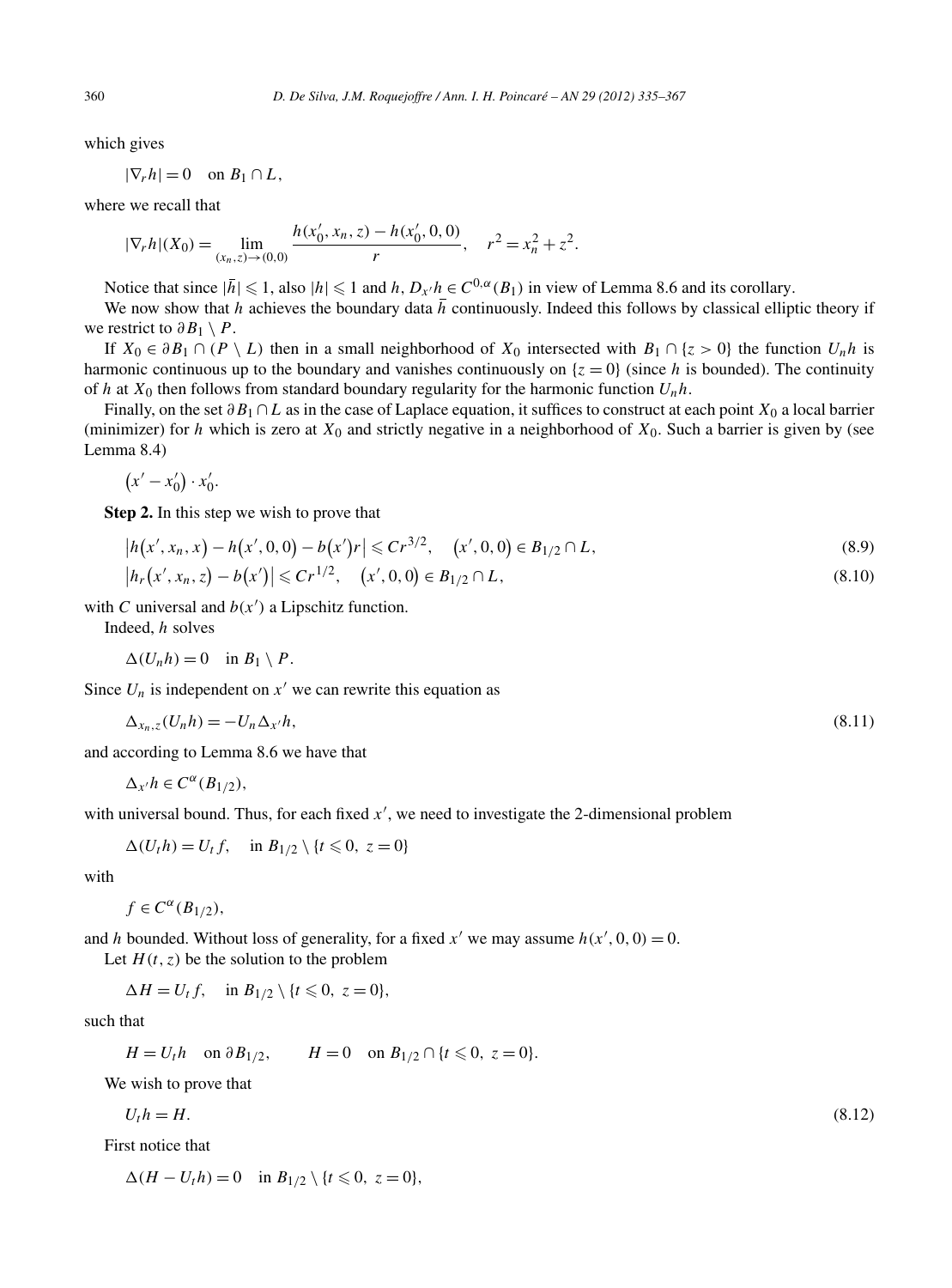which gives

$$|\nabla_r h| = 0 \quad \text{on } B_1 \cap L,$$

where we recall that

$$|\nabla_r h|(X_0) = \lim_{(x_n,z)\to(0,0)} \frac{h(x_0', x_n, z) - h(x_0', 0, 0)}{r}, \quad r^2 = x_n^2 + z^2.$$

Notice that since $|\bar{h}| \leqslant 1$, also $|h| \leqslant 1$ and $h, D_{x'}h \in C^{0,\alpha}(B_1)$ in view of Lemma 8.6 and its corollary.

We now show that $h$ achieves the boundary data $\bar{h}$ continuously. Indeed this follows by classical elliptic theory if we restrict to $\partial B_1 \setminus P$.

If $X_0 \in \partial B_1 \cap (P \setminus L)$ then in a small neighborhood of $X_0$ intersected with $B_1 \cap \{z > 0\}$ the function $U_n h$ is harmonic continuous up to the boundary and vanishes continuously on $\{z = 0\}$ (since $h$ is bounded). The continuity of $h$ at $X_0$ then follows from standard boundary regularity for the harmonic function $U_n h$.

Finally, on the set $\partial B_1 \cap L$ as in the case of Laplace equation, it suffices to construct at each point $X_0$ a local barrier (minimizer) for $h$ which is zero at $X_0$ and strictly negative in a neighborhood of $X_0$. Such a barrier is given by (see Lemma 8.4)

$$\left(x' - x_0'\right) \cdot x_0'.$$

**Step 2.** In this step we wish to prove that

$$\left|h\left(x', x_n, x\right) - h\left(x', 0, 0\right) - b\left(x'\right)r\right| \leqslant Cr^{3/2}, \quad \left(x', 0, 0\right) \in B_{1/2} \cap L, \tag{8.9}$$

$$\left|h_r\left(x', x_n, z\right) - b\left(x'\right)\right| \leqslant Cr^{1/2}, \quad \left(x', 0, 0\right) \in B_{1/2} \cap L, \tag{8.10}$$

with $C$ universal and $b(x')$ a Lipschitz function.

Indeed, $h$ solves

$$\Delta(U_n h) = 0 \quad \text{in } B_1 \setminus P.$$

Since $U_n$ is independent on $x'$ we can rewrite this equation as

$$\Delta_{x_n,z}(U_n h) = -U_n \Delta_{x'} h, \tag{8.11}$$

and according to Lemma 8.6 we have that

$$\Delta_{x'} h \in C^{\alpha}(B_{1/2}),$$

with universal bound. Thus, for each fixed $x'$, we need to investigate the 2-dimensional problem

$$\Delta(U_t h) = U_t f, \quad \text{in } B_{1/2} \setminus \{t \leqslant 0,\ z = 0\}$$

with

$$f \in C^{\alpha}(B_{1/2}),$$

and $h$ bounded. Without loss of generality, for a fixed $x'$ we may assume $h(x', 0, 0) = 0$.

Let $H(t, z)$ be the solution to the problem

$$\Delta H = U_t f, \quad \text{in } B_{1/2} \setminus \{t \leqslant 0,\ z = 0\},$$

such that

$$H = U_t h \quad \text{on } \partial B_{1/2}, \qquad H = 0 \quad \text{on } B_{1/2} \cap \{t \leqslant 0,\ z = 0\}.$$

We wish to prove that

$$U_t h = H. \tag{8.12}$$

First notice that

$$\Delta(H - U_t h) = 0 \quad \text{in } B_{1/2} \setminus \{t \leqslant 0,\ z = 0\},$$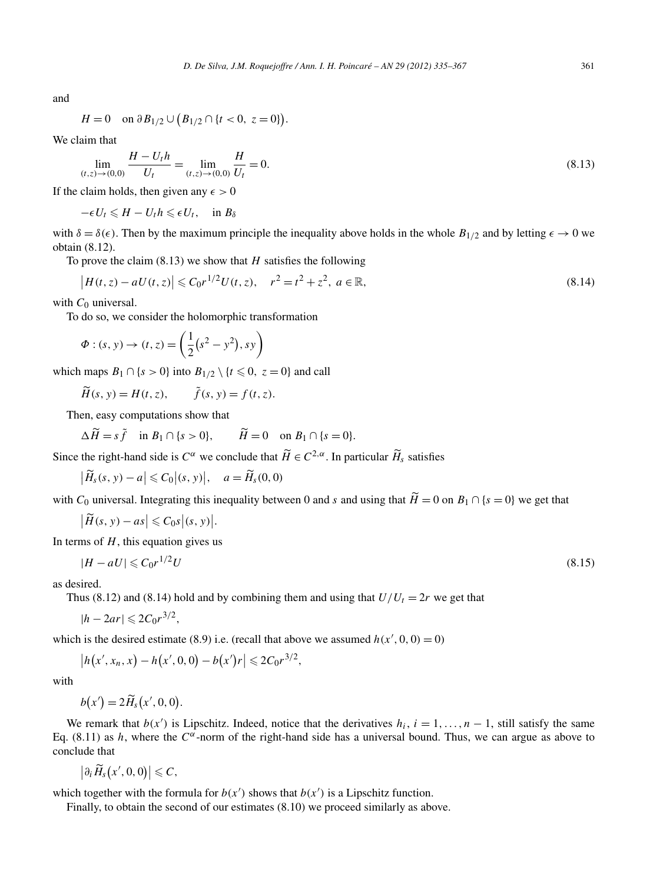and

$$H = 0 \quad \text{on } \partial B_{1/2} \cup \big(B_{1/2} \cap \{t < 0,\ z = 0\}\big).$$

We claim that

$$\lim_{(t,z)\to(0,0)} \frac{H - U_t h}{U_t} = \lim_{(t,z)\to(0,0)} \frac{H}{U_t} = 0. \tag{8.13}$$

If the claim holds, then given any $\epsilon > 0$

$$-\epsilon U_t \leqslant H - U_t h \leqslant \epsilon U_t, \quad \text{in } B_\delta$$

with $\delta = \delta(\epsilon)$. Then by the maximum principle the inequality above holds in the whole $B_{1/2}$ and by letting $\epsilon \to 0$ we obtain (8.12).

To prove the claim (8.13) we show that $H$ satisfies the following

$$\big|H(t,z) - aU(t,z)\big| \leqslant C_0 r^{1/2} U(t,z), \quad r^2 = t^2 + z^2,\ a \in \mathbb{R}, \tag{8.14}$$

with $C_0$ universal.

To do so, we consider the holomorphic transformation

$$\Phi : (s,y) \to (t,z) = \left(\frac{1}{2}\big(s^2 - y^2\big), sy\right)$$

which maps $B_1 \cap \{s > 0\}$ into $B_{1/2} \setminus \{t \leqslant 0,\ z = 0\}$ and call

$$\widetilde{H}(s,y) = H(t,z), \qquad \tilde{f}(s,y) = f(t,z).$$

Then, easy computations show that

$$\Delta \widetilde{H} = s\tilde{f} \quad \text{in } B_1 \cap \{s > 0\}, \qquad \widetilde{H} = 0 \quad \text{on } B_1 \cap \{s = 0\}.$$

Since the right-hand side is $C^\alpha$ we conclude that $\widetilde{H} \in C^{2,\alpha}$. In particular $\widetilde{H}_s$ satisfies

$$\big|\widetilde{H}_s(s,y) - a\big| \leqslant C_0\big|(s,y)\big|, \quad a = \widetilde{H}_s(0,0)$$

with $C_0$ universal. Integrating this inequality between 0 and $s$ and using that $\widetilde{H} = 0$ on $B_1 \cap \{s = 0\}$ we get that

$$\big|\widetilde{H}(s,y) - as\big| \leqslant C_0 s\big|(s,y)\big|.$$

In terms of $H$, this equation gives us

$$|H - aU| \leqslant C_0 r^{1/2} U \tag{8.15}$$

as desired.

Thus (8.12) and (8.14) hold and by combining them and using that $U/U_t = 2r$ we get that

$$|h - 2ar| \leqslant 2C_0 r^{3/2},$$

which is the desired estimate (8.9) i.e. (recall that above we assumed $h(x',0,0) = 0$)

$$\big|h\big(x', x_n, x\big) - h\big(x', 0, 0\big) - b\big(x'\big)r\big| \leqslant 2C_0 r^{3/2},$$

with

$$b\big(x'\big) = 2\widetilde{H}_s\big(x', 0, 0\big).$$

We remark that $b(x')$ is Lipschitz. Indeed, notice that the derivatives $h_i$, $i = 1, \ldots, n-1$, still satisfy the same Eq. (8.11) as $h$, where the $C^\alpha$-norm of the right-hand side has a universal bound. Thus, we can argue as above to conclude that

$$\big|\partial_i \widetilde{H}_s\big(x', 0, 0\big)\big| \leqslant C,$$

which together with the formula for $b(x')$ shows that $b(x')$ is a Lipschitz function.

Finally, to obtain the second of our estimates (8.10) we proceed similarly as above.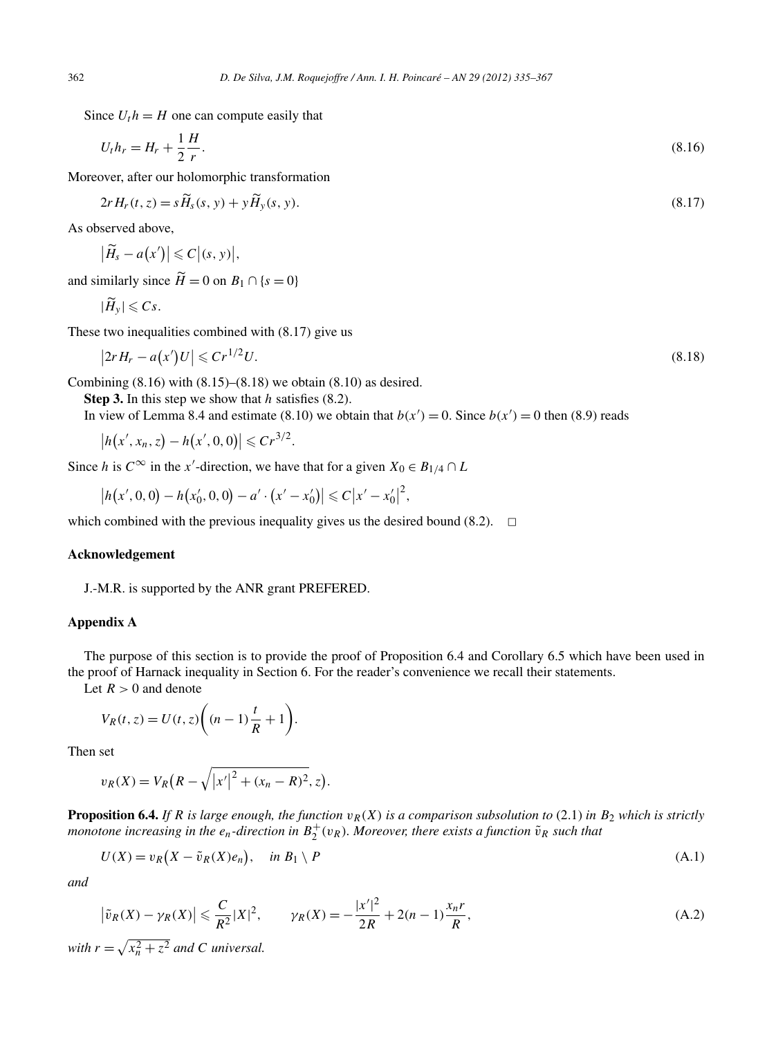Since $U_t h = H$ one can compute easily that

$$U_t h_r = H_r + \frac{1}{2}\frac{H}{r}. \tag{8.16}$$

Moreover, after our holomorphic transformation

$$2r H_r(t,z) = s\widetilde{H}_s(s,y) + y\widetilde{H}_y(s,y). \tag{8.17}$$

As observed above,

$$\left|\widetilde{H}_s - a(x')\right| \leqslant C\left|(s,y)\right|,$$

and similarly since $\widetilde{H} = 0$ on $B_1 \cap \{s = 0\}$

$$|\widetilde{H}_y| \leqslant Cs.$$

These two inequalities combined with (8.17) give us

$$\left|2r H_r - a(x')U\right| \leqslant C r^{1/2} U. \tag{8.18}$$

Combining (8.16) with (8.15)–(8.18) we obtain (8.10) as desired.

**Step 3.** In this step we show that $h$ satisfies (8.2).

In view of Lemma 8.4 and estimate (8.10) we obtain that $b(x') = 0$. Since $b(x') = 0$ then (8.9) reads

$$\left|h(x', x_n, z) - h(x', 0, 0)\right| \leqslant C r^{3/2}.$$

Since $h$ is $C^\infty$ in the $x'$-direction, we have that for a given $X_0 \in B_{1/4} \cap L$

$$\left|h(x', 0, 0) - h(x_0', 0, 0) - a' \cdot (x' - x_0')\right| \leqslant C\left|x' - x_0'\right|^2,$$

which combined with the previous inequality gives us the desired bound (8.2). $\square$

## Acknowledgement

J.-M.R. is supported by the ANR grant PREFERED.

## Appendix A

The purpose of this section is to provide the proof of Proposition 6.4 and Corollary 6.5 which have been used in the proof of Harnack inequality in Section 6. For the reader's convenience we recall their statements.

Let $R > 0$ and denote

$$V_R(t,z) = U(t,z)\left((n-1)\frac{t}{R} + 1\right).$$

Then set

$$v_R(X) = V_R\left(R - \sqrt{\left|x'\right|^2 + (x_n - R)^2}, z\right).$$

**Proposition 6.4.** *If $R$ is large enough, the function $v_R(X)$ is a comparison subsolution to* (2.1) *in $B_2$ which is strictly monotone increasing in the $e_n$-direction in $B_2^+(v_R)$. Moreover, there exists a function $\tilde{v}_R$ such that*

$$U(X) = v_R\left(X - \tilde{v}_R(X)e_n\right), \quad \text{in } B_1 \setminus P \tag{A.1}$$

*and*

$$\left|\tilde{v}_R(X) - \gamma_R(X)\right| \leqslant \frac{C}{R^2}|X|^2, \qquad \gamma_R(X) = -\frac{|x'|^2}{2R} + 2(n-1)\frac{x_n r}{R}, \tag{A.2}$$

*with $r = \sqrt{x_n^2 + z^2}$ and $C$ universal.*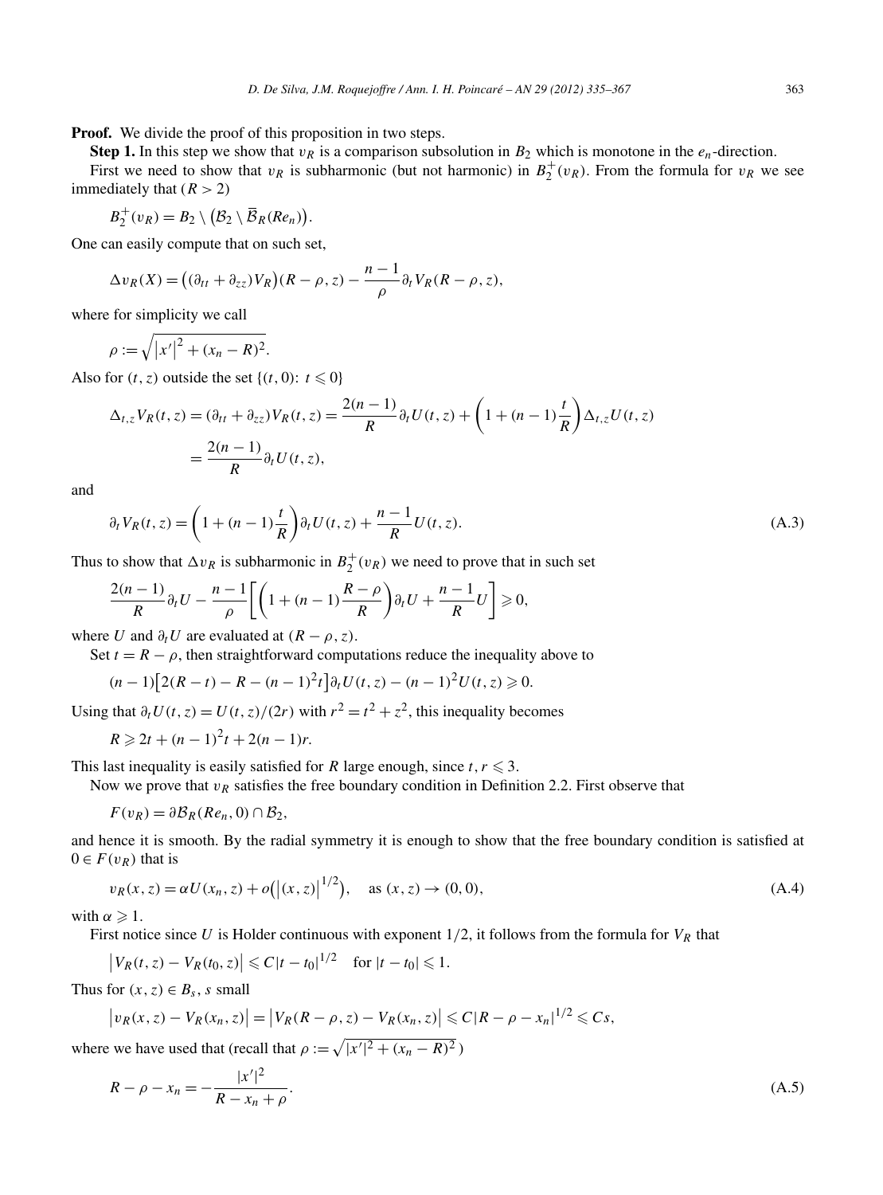**Proof.** We divide the proof of this proposition in two steps.

**Step 1.** In this step we show that $v_R$ is a comparison subsolution in $B_2$ which is monotone in the $e_n$-direction.

First we need to show that $v_R$ is subharmonic (but not harmonic) in $B_2^+(v_R)$. From the formula for $v_R$ we see immediately that $(R > 2)$

$$B_2^+(v_R) = B_2 \setminus \big(\mathcal{B}_2 \setminus \overline{B}_R(Re_n)\big).$$

One can easily compute that on such set,

$$\Delta v_R(X) = \big((\partial_{tt} + \partial_{zz})V_R\big)(R-\rho, z) - \frac{n-1}{\rho}\partial_t V_R(R-\rho, z),$$

where for simplicity we call

$$\rho := \sqrt{\left|x'\right|^2 + (x_n - R)^2}.$$

Also for $(t, z)$ outside the set $\{(t, 0)\colon t \leqslant 0\}$

$$\begin{aligned}
\Delta_{t,z} V_R(t,z) = (\partial_{tt} + \partial_{zz})V_R(t,z) &= \frac{2(n-1)}{R}\partial_t U(t,z) + \left(1 + (n-1)\frac{t}{R}\right)\Delta_{t,z}U(t,z) \\
&= \frac{2(n-1)}{R}\partial_t U(t,z),
\end{aligned}$$

and

$$\partial_t V_R(t,z) = \left(1 + (n-1)\frac{t}{R}\right)\partial_t U(t,z) + \frac{n-1}{R}U(t,z). \tag{A.3}$$

Thus to show that $\Delta v_R$ is subharmonic in $B_2^+(v_R)$ we need to prove that in such set

$$\frac{2(n-1)}{R}\partial_t U - \frac{n-1}{\rho}\left[\left(1 + (n-1)\frac{R-\rho}{R}\right)\partial_t U + \frac{n-1}{R}U\right] \geqslant 0,$$

where $U$ and $\partial_t U$ are evaluated at $(R-\rho, z)$.

Set $t = R - \rho$, then straightforward computations reduce the inequality above to

$$(n-1)\big[2(R-t) - R - (n-1)^2 t\big]\partial_t U(t,z) - (n-1)^2 U(t,z) \geqslant 0.$$

Using that $\partial_t U(t,z) = U(t,z)/(2r)$ with $r^2 = t^2 + z^2$, this inequality becomes

$$R \geqslant 2t + (n-1)^2 t + 2(n-1)r.$$

This last inequality is easily satisfied for $R$ large enough, since $t, r \leqslant 3$.

Now we prove that $v_R$ satisfies the free boundary condition in Definition 2.2. First observe that

$$F(v_R) = \partial\mathcal{B}_R(Re_n, 0) \cap \mathcal{B}_2,$$

and hence it is smooth. By the radial symmetry it is enough to show that the free boundary condition is satisfied at $0 \in F(v_R)$ that is

$$v_R(x,z) = \alpha U(x_n, z) + o\big(\left|(x,z)\right|^{1/2}\big), \quad \text{as } (x,z) \to (0,0), \tag{A.4}$$

with $\alpha \geqslant 1$.

First notice since $U$ is Holder continuous with exponent $1/2$, it follows from the formula for $V_R$ that

$$\left|V_R(t,z) - V_R(t_0,z)\right| \leqslant C|t - t_0|^{1/2} \quad \text{for } |t - t_0| \leqslant 1.$$

Thus for $(x,z) \in B_s$, $s$ small

$$\left|v_R(x,z) - V_R(x_n,z)\right| = \left|V_R(R-\rho,z) - V_R(x_n,z)\right| \leqslant C|R - \rho - x_n|^{1/2} \leqslant Cs,$$

where we have used that (recall that $\rho := \sqrt{|x'|^2 + (x_n - R)^2}$ )

$$R - \rho - x_n = -\frac{|x'|^2}{R - x_n + \rho}. \tag{A.5}$$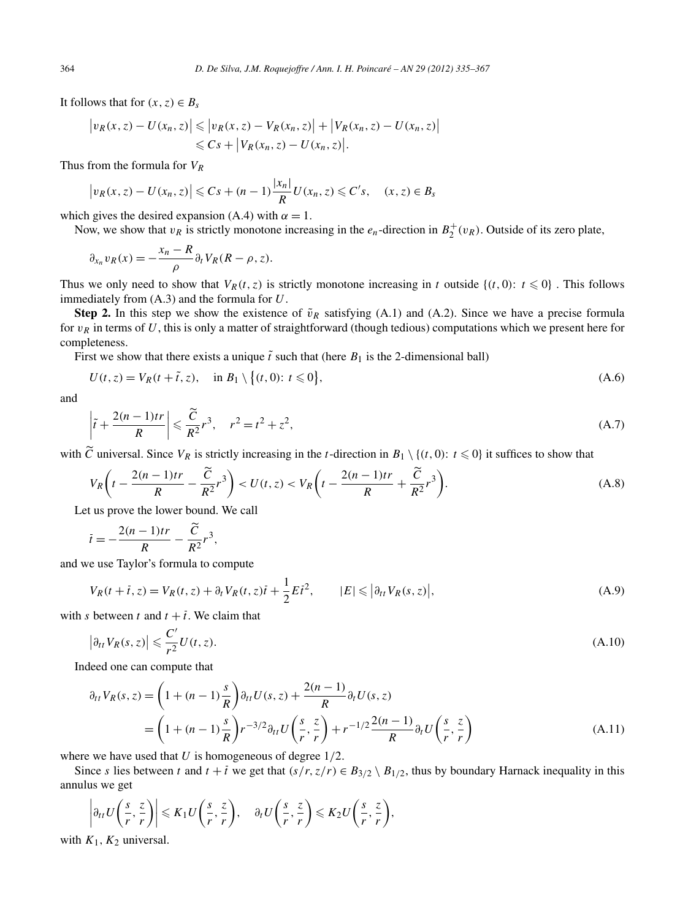It follows that for $(x,z) \in B_s$

$$\begin{aligned}\left|v_R(x,z) - U(x_n,z)\right| &\leqslant \left|v_R(x,z) - V_R(x_n,z)\right| + \left|V_R(x_n,z) - U(x_n,z)\right| \\ &\leqslant Cs + \left|V_R(x_n,z) - U(x_n,z)\right|.\end{aligned}$$

Thus from the formula for $V_R$

$$\left|v_R(x,z) - U(x_n,z)\right| \leqslant Cs + (n-1)\frac{|x_n|}{R}U(x_n,z) \leqslant C's, \quad (x,z) \in B_s$$

which gives the desired expansion (A.4) with $\alpha = 1$.

Now, we show that $v_R$ is strictly monotone increasing in the $e_n$-direction in $B_2^+(v_R)$. Outside of its zero plate,

$$\partial_{x_n} v_R(x) = -\frac{x_n - R}{\rho}\partial_t V_R(R-\rho, z).$$

Thus we only need to show that $V_R(t,z)$ is strictly monotone increasing in $t$ outside $\{(t,0)\colon t \leqslant 0\}$ . This follows immediately from (A.3) and the formula for $U$.

**Step 2.** In this step we show the existence of $\tilde{v}_R$ satisfying (A.1) and (A.2). Since we have a precise formula for $v_R$ in terms of $U$, this is only a matter of straightforward (though tedious) computations which we present here for completeness.

First we show that there exists a unique $\tilde{t}$ such that (here $B_1$ is the 2-dimensional ball)

$$U(t,z) = V_R(t+\tilde{t}, z), \quad \text{in } B_1 \setminus \{(t,0)\colon t \leqslant 0\}, \tag{A.6}$$

and

$$\left|\tilde{t} + \frac{2(n-1)tr}{R}\right| \leqslant \frac{\widetilde{C}}{R^2}r^3, \quad r^2 = t^2 + z^2, \tag{A.7}$$

with $\widetilde{C}$ universal. Since $V_R$ is strictly increasing in the $t$-direction in $B_1 \setminus \{(t,0)\colon t \leqslant 0\}$ it suffices to show that

$$V_R\left(t - \frac{2(n-1)tr}{R} - \frac{\widetilde{C}}{R^2}r^3\right) < U(t,z) < V_R\left(t - \frac{2(n-1)tr}{R} + \frac{\widetilde{C}}{R^2}r^3\right). \tag{A.8}$$

Let us prove the lower bound. We call

$$\bar{t} = -\frac{2(n-1)tr}{R} - \frac{\widetilde{C}}{R^2}r^3,$$

and we use Taylor's formula to compute

$$V_R(t+\bar{t},z) = V_R(t,z) + \partial_t V_R(t,z)\bar{t} + \frac{1}{2}E\bar{t}^2, \qquad |E| \leqslant \left|\partial_{tt}V_R(s,z)\right|, \tag{A.9}$$

with $s$ between $t$ and $t+\bar{t}$. We claim that

$$\left|\partial_{tt}V_R(s,z)\right| \leqslant \frac{C'}{r^2}U(t,z). \tag{A.10}$$

Indeed one can compute that

$$\begin{aligned}\partial_{tt}V_R(s,z) &= \left(1 + (n-1)\frac{s}{R}\right)\partial_{tt}U(s,z) + \frac{2(n-1)}{R}\partial_t U(s,z) \\ &= \left(1 + (n-1)\frac{s}{R}\right)r^{-3/2}\partial_{tt}U\left(\frac{s}{r},\frac{z}{r}\right) + r^{-1/2}\frac{2(n-1)}{R}\partial_t U\left(\frac{s}{r},\frac{z}{r}\right)\end{aligned} \tag{A.11}$$

where we have used that $U$ is homogeneous of degree $1/2$.

Since $s$ lies between $t$ and $t+\bar{t}$ we get that $(s/r, z/r) \in B_{3/2} \setminus B_{1/2}$, thus by boundary Harnack inequality in this annulus we get

$$\left|\partial_{tt}U\left(\frac{s}{r},\frac{z}{r}\right)\right| \leqslant K_1 U\left(\frac{s}{r},\frac{z}{r}\right), \quad \partial_t U\left(\frac{s}{r},\frac{z}{r}\right) \leqslant K_2 U\left(\frac{s}{r},\frac{z}{r}\right),$$

with $K_1$, $K_2$ universal.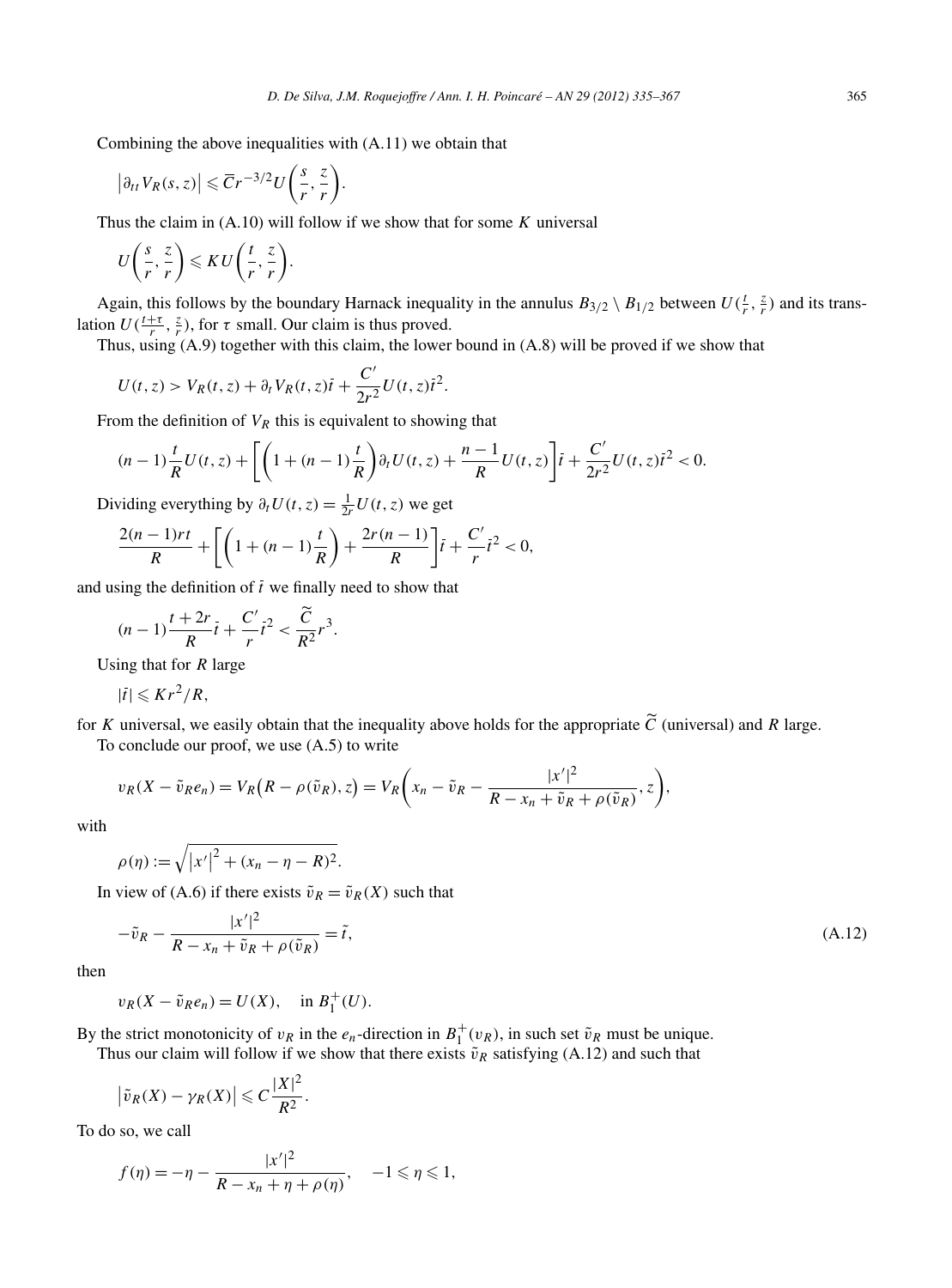Combining the above inequalities with (A.11) we obtain that

$$\left|\partial_{tt} V_R(s,z)\right| \leqslant \overline{C} r^{-3/2} U\left(\frac{s}{r}, \frac{z}{r}\right).$$

Thus the claim in (A.10) will follow if we show that for some $K$ universal

$$U\left(\frac{s}{r}, \frac{z}{r}\right) \leqslant K U\left(\frac{t}{r}, \frac{z}{r}\right).$$

Again, this follows by the boundary Harnack inequality in the annulus $B_{3/2} \setminus B_{1/2}$ between $U(\frac{t}{r}, \frac{z}{r})$ and its translation $U(\frac{t+\tau}{r}, \frac{z}{r})$, for $\tau$ small. Our claim is thus proved.

Thus, using (A.9) together with this claim, the lower bound in (A.8) will be proved if we show that

$$U(t,z) > V_R(t,z) + \partial_t V_R(t,z)\bar{t} + \frac{C'}{2r^2} U(t,z)\bar{t}^2.$$

From the definition of $V_R$ this is equivalent to showing that

$$(n-1)\frac{t}{R} U(t,z) + \left[\left(1 + (n-1)\frac{t}{R}\right)\partial_t U(t,z) + \frac{n-1}{R} U(t,z)\right]\bar{t} + \frac{C'}{2r^2} U(t,z)\bar{t}^2 < 0.$$

Dividing everything by $\partial_t U(t,z) = \frac{1}{2r} U(t,z)$ we get

$$\frac{2(n-1)rt}{R} + \left[\left(1 + (n-1)\frac{t}{R}\right) + \frac{2r(n-1)}{R}\right]\bar{t} + \frac{C'}{r}\bar{t}^2 < 0,$$

and using the definition of $\bar{t}$ we finally need to show that

$$(n-1)\frac{t+2r}{R}\bar{t} + \frac{C'}{r}\bar{t}^2 < \frac{\widetilde{C}}{R^2} r^3.$$

Using that for $R$ large

$$|\bar{t}| \leqslant K r^2/R,$$

for $K$ universal, we easily obtain that the inequality above holds for the appropriate $\widetilde{C}$ (universal) and $R$ large.

To conclude our proof, we use (A.5) to write

$$v_R(X - \tilde{v}_R e_n) = V_R\big(R - \rho(\tilde{v}_R), z\big) = V_R\left(x_n - \tilde{v}_R - \frac{|x'|^2}{R - x_n + \tilde{v}_R + \rho(\tilde{v}_R)}, z\right),$$

with

$$\rho(\eta) := \sqrt{\left|x'\right|^2 + (x_n - \eta - R)^2}.$$

In view of (A.6) if there exists $\tilde{v}_R = \tilde{v}_R(X)$ such that

$$-\tilde{v}_R - \frac{|x'|^2}{R - x_n + \tilde{v}_R + \rho(\tilde{v}_R)} = \tilde{t}, \tag{A.12}$$

then

$$v_R(X - \tilde{v}_R e_n) = U(X), \quad \text{in } B_1^+(U).$$

By the strict monotonicity of $v_R$ in the $e_n$-direction in $B_1^+(v_R)$, in such set $\tilde{v}_R$ must be unique.

Thus our claim will follow if we show that there exists $\tilde{v}_R$ satisfying (A.12) and such that

$$\left|\tilde{v}_R(X) - \gamma_R(X)\right| \leqslant C\frac{|X|^2}{R^2}.$$

To do so, we call

$$f(\eta) = -\eta - \frac{|x'|^2}{R - x_n + \eta + \rho(\eta)}, \quad -1 \leqslant \eta \leqslant 1,$$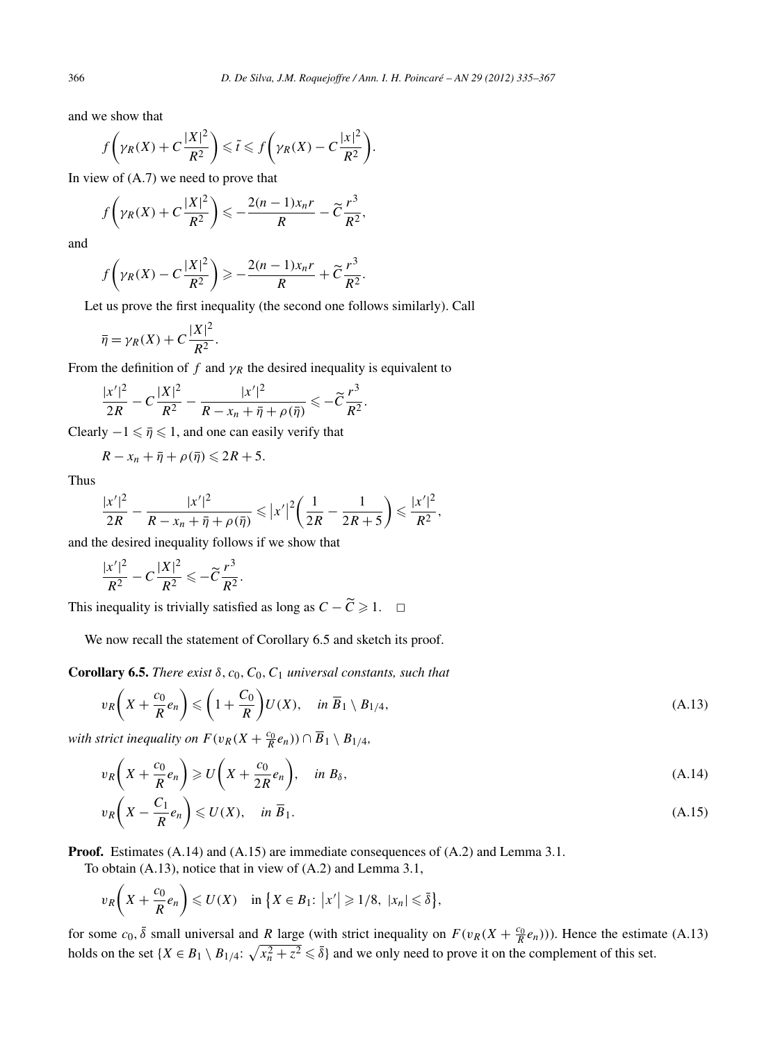and we show that

$$f\left(\gamma_R(X) + C\frac{|X|^2}{R^2}\right) \leqslant \tilde{t} \leqslant f\left(\gamma_R(X) - C\frac{|x|^2}{R^2}\right).$$

In view of (A.7) we need to prove that

$$f\left(\gamma_R(X) + C\frac{|X|^2}{R^2}\right) \leqslant -\frac{2(n-1)x_n r}{R} - \widetilde{C}\frac{r^3}{R^2},$$

and

$$f\left(\gamma_R(X) - C\frac{|X|^2}{R^2}\right) \geqslant -\frac{2(n-1)x_n r}{R} + \widetilde{C}\frac{r^3}{R^2}.$$

Let us prove the first inequality (the second one follows similarly). Call

$$\bar{\eta} = \gamma_R(X) + C\frac{|X|^2}{R^2}.$$

From the definition of $f$ and $\gamma_R$ the desired inequality is equivalent to

$$\frac{|x'|^2}{2R} - C\frac{|X|^2}{R^2} - \frac{|x'|^2}{R - x_n + \bar{\eta} + \rho(\bar{\eta})} \leqslant -\widetilde{C}\frac{r^3}{R^2}.$$

Clearly $-1 \leqslant \bar{\eta} \leqslant 1$, and one can easily verify that

$$R - x_n + \bar{\eta} + \rho(\bar{\eta}) \leqslant 2R + 5.$$

Thus

$$\frac{|x'|^2}{2R} - \frac{|x'|^2}{R - x_n + \bar{\eta} + \rho(\bar{\eta})} \leqslant |x'|^2\left(\frac{1}{2R} - \frac{1}{2R+5}\right) \leqslant \frac{|x'|^2}{R^2},$$

and the desired inequality follows if we show that

$$\frac{|x'|^2}{R^2} - C\frac{|X|^2}{R^2} \leqslant -\widetilde{C}\frac{r^3}{R^2}.$$

This inequality is trivially satisfied as long as $C - \widetilde{C} \geqslant 1$. $\square$

We now recall the statement of Corollary 6.5 and sketch its proof.

**Corollary 6.5.** *There exist $\delta, c_0, C_0, C_1$ universal constants, such that*

$$v_R\left(X + \frac{c_0}{R}e_n\right) \leqslant \left(1 + \frac{C_0}{R}\right)U(X), \quad \text{in } \overline{B}_1 \setminus B_{1/4}, \tag{A.13}$$

*with strict inequality on $F(v_R(X + \frac{c_0}{R}e_n)) \cap \overline{B}_1 \setminus B_{1/4}$,*

$$v_R\left(X + \frac{c_0}{R}e_n\right) \geqslant U\left(X + \frac{c_0}{2R}e_n\right), \quad \text{in } B_\delta, \tag{A.14}$$

$$v_R\left(X - \frac{C_1}{R}e_n\right) \leqslant U(X), \quad \text{in } \overline{B}_1. \tag{A.15}$$

**Proof.** Estimates (A.14) and (A.15) are immediate consequences of (A.2) and Lemma 3.1.

To obtain (A.13), notice that in view of (A.2) and Lemma 3.1,

$$v_R\left(X + \frac{c_0}{R}e_n\right) \leqslant U(X) \quad \text{in } \{X \in B_1:\ |x'| \geqslant 1/8,\ |x_n| \leqslant \bar{\delta}\},$$

for some $c_0, \bar{\delta}$ small universal and $R$ large (with strict inequality on $F(v_R(X + \frac{c_0}{R}e_n))$). Hence the estimate (A.13) holds on the set $\{X \in B_1 \setminus B_{1/4}:\ \sqrt{x_n^2 + z^2} \leqslant \bar{\delta}\}$ and we only need to prove it on the complement of this set.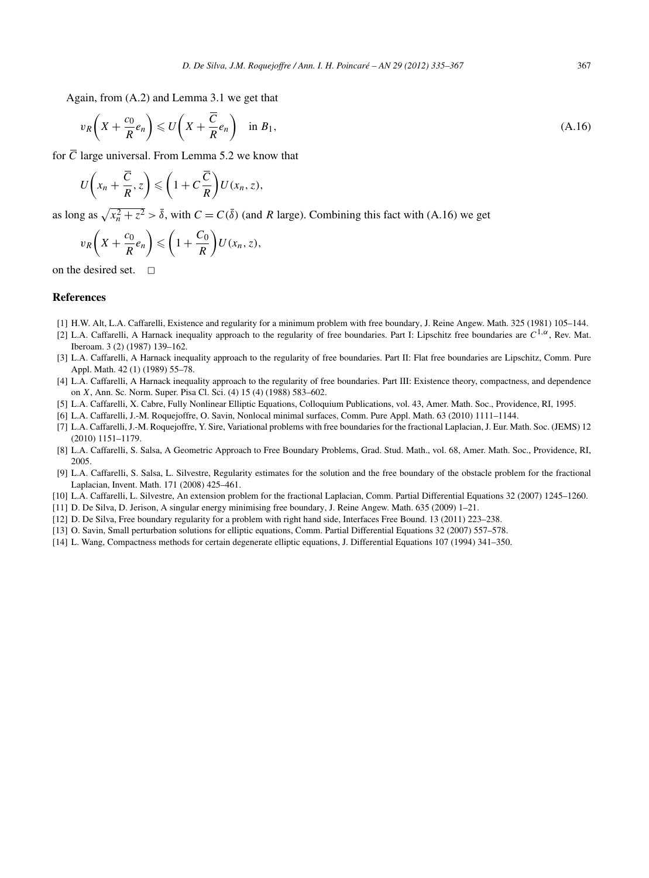Again, from (A.2) and Lemma 3.1 we get that

$$v_R\left(X + \frac{c_0}{R}e_n\right) \leqslant U\left(X + \frac{\overline{C}}{R}e_n\right) \quad \text{in } B_1, \tag{A.16}$$

for $\overline{C}$ large universal. From Lemma 5.2 we know that

$$U\left(x_n + \frac{\overline{C}}{R}, z\right) \leqslant \left(1 + C\frac{\overline{C}}{R}\right)U(x_n, z),$$

as long as $\sqrt{x_n^2 + z^2} > \bar{\delta}$, with $C = C(\bar{\delta})$ (and $R$ large). Combining this fact with (A.16) we get

$$v_R\left(X + \frac{c_0}{R}e_n\right) \leqslant \left(1 + \frac{C_0}{R}\right)U(x_n, z),$$

on the desired set. $\square$

## References

[1] H.W. Alt, L.A. Caffarelli, Existence and regularity for a minimum problem with free boundary, J. Reine Angew. Math. 325 (1981) 105–144.

[2] L.A. Caffarelli, A Harnack inequality approach to the regularity of free boundaries. Part I: Lipschitz free boundaries are $C^{1,\alpha}$, Rev. Mat. Iberoam. 3 (2) (1987) 139–162.

[3] L.A. Caffarelli, A Harnack inequality approach to the regularity of free boundaries. Part II: Flat free boundaries are Lipschitz, Comm. Pure Appl. Math. 42 (1) (1989) 55–78.

[4] L.A. Caffarelli, A Harnack inequality approach to the regularity of free boundaries. Part III: Existence theory, compactness, and dependence on $X$, Ann. Sc. Norm. Super. Pisa Cl. Sci. (4) 15 (4) (1988) 583–602.

[5] L.A. Caffarelli, X. Cabre, Fully Nonlinear Elliptic Equations, Colloquium Publications, vol. 43, Amer. Math. Soc., Providence, RI, 1995.

[6] L.A. Caffarelli, J.-M. Roquejoffre, O. Savin, Nonlocal minimal surfaces, Comm. Pure Appl. Math. 63 (2010) 1111–1144.

[7] L.A. Caffarelli, J.-M. Roquejoffre, Y. Sire, Variational problems with free boundaries for the fractional Laplacian, J. Eur. Math. Soc. (JEMS) 12 (2010) 1151–1179.

[8] L.A. Caffarelli, S. Salsa, A Geometric Approach to Free Boundary Problems, Grad. Stud. Math., vol. 68, Amer. Math. Soc., Providence, RI, 2005.

[9] L.A. Caffarelli, S. Salsa, L. Silvestre, Regularity estimates for the solution and the free boundary of the obstacle problem for the fractional Laplacian, Invent. Math. 171 (2008) 425–461.

[10] L.A. Caffarelli, L. Silvestre, An extension problem for the fractional Laplacian, Comm. Partial Differential Equations 32 (2007) 1245–1260.

[11] D. De Silva, D. Jerison, A singular energy minimising free boundary, J. Reine Angew. Math. 635 (2009) 1–21.

[12] D. De Silva, Free boundary regularity for a problem with right hand side, Interfaces Free Bound. 13 (2011) 223–238.

[13] O. Savin, Small perturbation solutions for elliptic equations, Comm. Partial Differential Equations 32 (2007) 557–578.

[14] L. Wang, Compactness methods for certain degenerate elliptic equations, J. Differential Equations 107 (1994) 341–350.